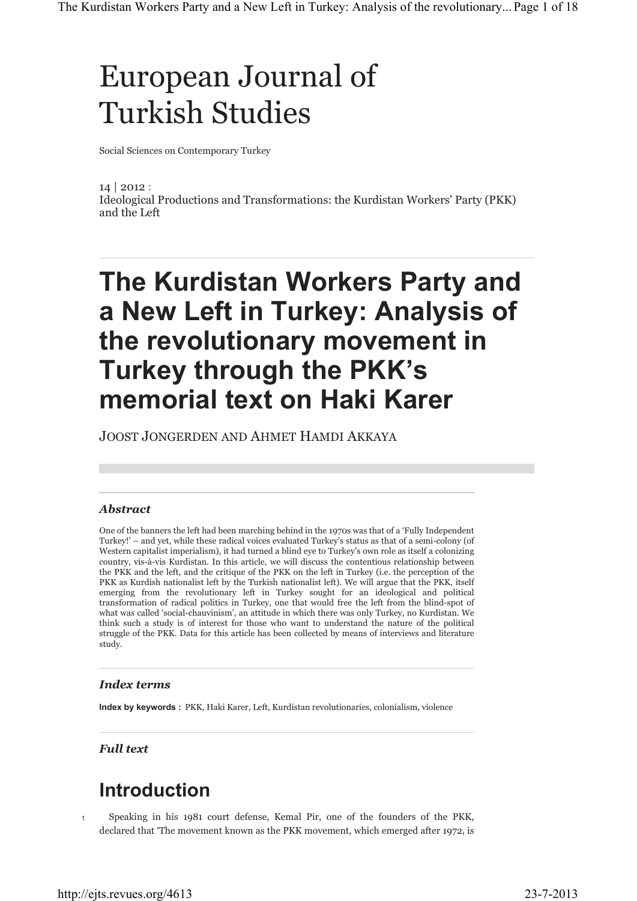# European Journal of Turkish Studies

Social Sciences on Contemporary Turkey

14 | 2012 :
Ideological Productions and Transformations: the Kurdistan Workers' Party (PKK) and the Left

# The Kurdistan Workers Party and a New Left in Turkey: Analysis of the revolutionary movement in Turkey through the PKK's memorial text on Haki Karer

JOOST JONGERDEN AND AHMET HAMDI AKKAYA

### *Abstract*

One of the banners the left had been marching behind in the 1970s was that of a 'Fully Independent Turkey!' – and yet, while these radical voices evaluated Turkey's status as that of a semi-colony (of Western capitalist imperialism), it had turned a blind eye to Turkey's own role as itself a colonizing country, vis-à-vis Kurdistan. In this article, we will discuss the contentious relationship between the PKK and the left, and the critique of the PKK on the left in Turkey (i.e. the perception of the PKK as Kurdish nationalist left by the Turkish nationalist left). We will argue that the PKK, itself emerging from the revolutionary left in Turkey sought for an ideological and political transformation of radical politics in Turkey, one that would free the left from the blind-spot of what was called 'social-chauvinism', an attitude in which there was only Turkey, no Kurdistan. We think such a study is of interest for those who want to understand the nature of the political struggle of the PKK. Data for this article has been collected by means of interviews and literature study.

### *Index terms*

**Index by keywords :** PKK, Haki Karer, Left, Kurdistan revolutionaries, colonialism, violence

### *Full text*

## Introduction

1 Speaking in his 1981 court defense, Kemal Pir, one of the founders of the PKK, declared that 'The movement known as the PKK movement, which emerged after 1972, is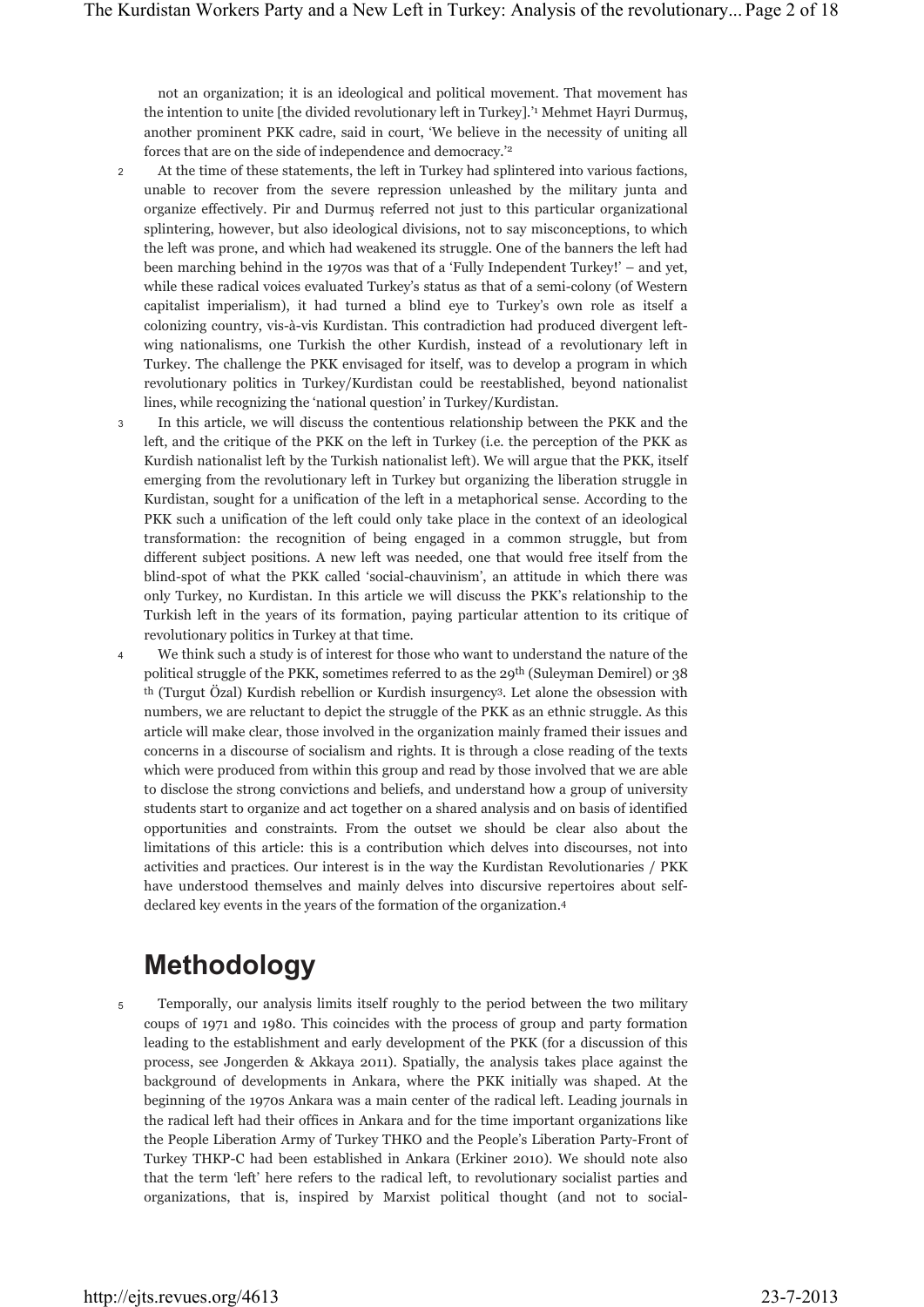not an organization; it is an ideological and political movement. That movement has the intention to unite [the divided revolutionary left in Turkey].'[1] Mehmet Hayri Durmuş, another prominent PKK cadre, said in court, 'We believe in the necessity of uniting all forces that are on the side of independence and democracy.'[2]

2 At the time of these statements, the left in Turkey had splintered into various factions, unable to recover from the severe repression unleashed by the military junta and organize effectively. Pir and Durmuş referred not just to this particular organizational splintering, however, but also ideological divisions, not to say misconceptions, to which the left was prone, and which had weakened its struggle. One of the banners the left had been marching behind in the 1970s was that of a 'Fully Independent Turkey!' – and yet, while these radical voices evaluated Turkey's status as that of a semi-colony (of Western capitalist imperialism), it had turned a blind eye to Turkey's own role as itself a colonizing country, vis-à-vis Kurdistan. This contradiction had produced divergent left-wing nationalisms, one Turkish the other Kurdish, instead of a revolutionary left in Turkey. The challenge the PKK envisaged for itself, was to develop a program in which revolutionary politics in Turkey/Kurdistan could be reestablished, beyond nationalist lines, while recognizing the 'national question' in Turkey/Kurdistan.

3 In this article, we will discuss the contentious relationship between the PKK and the left, and the critique of the PKK on the left in Turkey (i.e. the perception of the PKK as Kurdish nationalist left by the Turkish nationalist left). We will argue that the PKK, itself emerging from the revolutionary left in Turkey but organizing the liberation struggle in Kurdistan, sought for a unification of the left in a metaphorical sense. According to the PKK such a unification of the left could only take place in the context of an ideological transformation: the recognition of being engaged in a common struggle, but from different subject positions. A new left was needed, one that would free itself from the blind-spot of what the PKK called 'social-chauvinism', an attitude in which there was only Turkey, no Kurdistan. In this article we will discuss the PKK's relationship to the Turkish left in the years of its formation, paying particular attention to its critique of revolutionary politics in Turkey at that time.

4 We think such a study is of interest for those who want to understand the nature of the political struggle of the PKK, sometimes referred to as the 29th (Suleyman Demirel) or 38th (Turgut Özal) Kurdish rebellion or Kurdish insurgency[3]. Let alone the obsession with numbers, we are reluctant to depict the struggle of the PKK as an ethnic struggle. As this article will make clear, those involved in the organization mainly framed their issues and concerns in a discourse of socialism and rights. It is through a close reading of the texts which were produced from within this group and read by those involved that we are able to disclose the strong convictions and beliefs, and understand how a group of university students start to organize and act together on a shared analysis and on basis of identified opportunities and constraints. From the outset we should be clear also about the limitations of this article: this is a contribution which delves into discourses, not into activities and practices. Our interest is in the way the Kurdistan Revolutionaries / PKK have understood themselves and mainly delves into discursive repertoires about self-declared key events in the years of the formation of the organization.[4]

## Methodology

5 Temporally, our analysis limits itself roughly to the period between the two military coups of 1971 and 1980. This coincides with the process of group and party formation leading to the establishment and early development of the PKK (for a discussion of this process, see Jongerden & Akkaya 2011). Spatially, the analysis takes place against the background of developments in Ankara, where the PKK initially was shaped. At the beginning of the 1970s Ankara was a main center of the radical left. Leading journals in the radical left had their offices in Ankara and for the time important organizations like the People Liberation Army of Turkey THKO and the People's Liberation Party-Front of Turkey THKP-C had been established in Ankara (Erkiner 2010). We should note also that the term 'left' here refers to the radical left, to revolutionary socialist parties and organizations, that is, inspired by Marxist political thought (and not to social-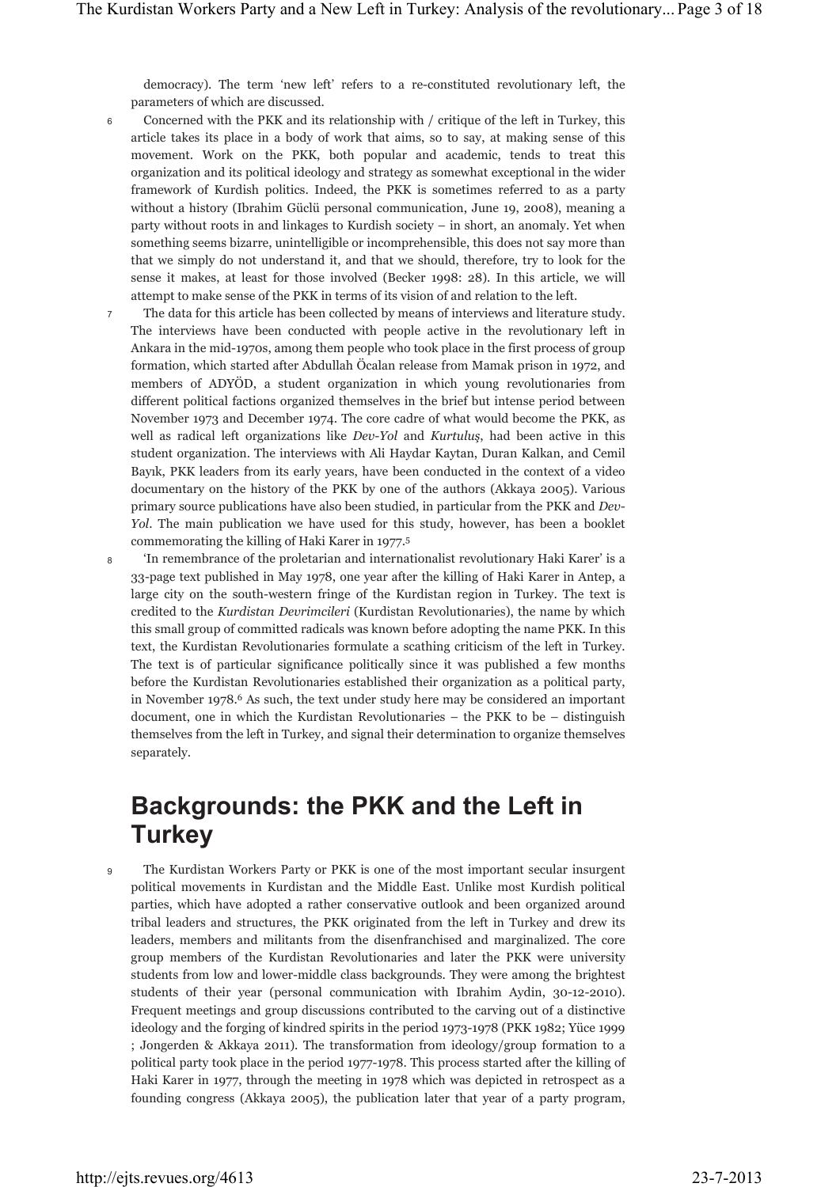democracy). The term 'new left' refers to a re-constituted revolutionary left, the parameters of which are discussed.

6 Concerned with the PKK and its relationship with / critique of the left in Turkey, this article takes its place in a body of work that aims, so to say, at making sense of this movement. Work on the PKK, both popular and academic, tends to treat this organization and its political ideology and strategy as somewhat exceptional in the wider framework of Kurdish politics. Indeed, the PKK is sometimes referred to as a party without a history (Ibrahim Güclü personal communication, June 19, 2008), meaning a party without roots in and linkages to Kurdish society – in short, an anomaly. Yet when something seems bizarre, unintelligible or incomprehensible, this does not say more than that we simply do not understand it, and that we should, therefore, try to look for the sense it makes, at least for those involved (Becker 1998: 28). In this article, we will attempt to make sense of the PKK in terms of its vision of and relation to the left.

7 The data for this article has been collected by means of interviews and literature study. The interviews have been conducted with people active in the revolutionary left in Ankara in the mid-1970s, among them people who took place in the first process of group formation, which started after Abdullah Öcalan release from Mamak prison in 1972, and members of ADYÖD, a student organization in which young revolutionaries from different political factions organized themselves in the brief but intense period between November 1973 and December 1974. The core cadre of what would become the PKK, as well as radical left organizations like *Dev-Yol* and *Kurtuluş*, had been active in this student organization. The interviews with Ali Haydar Kaytan, Duran Kalkan, and Cemil Bayık, PKK leaders from its early years, have been conducted in the context of a video documentary on the history of the PKK by one of the authors (Akkaya 2005). Various primary source publications have also been studied, in particular from the PKK and *Dev-Yol*. The main publication we have used for this study, however, has been a booklet commemorating the killing of Haki Karer in 1977.[5]

8 'In remembrance of the proletarian and internationalist revolutionary Haki Karer' is a 33-page text published in May 1978, one year after the killing of Haki Karer in Antep, a large city on the south-western fringe of the Kurdistan region in Turkey. The text is credited to the *Kurdistan Devrimcileri* (Kurdistan Revolutionaries), the name by which this small group of committed radicals was known before adopting the name PKK. In this text, the Kurdistan Revolutionaries formulate a scathing criticism of the left in Turkey. The text is of particular significance politically since it was published a few months before the Kurdistan Revolutionaries established their organization as a political party, in November 1978.[6] As such, the text under study here may be considered an important document, one in which the Kurdistan Revolutionaries – the PKK to be – distinguish themselves from the left in Turkey, and signal their determination to organize themselves separately.

## Backgrounds: the PKK and the Left in Turkey

9 The Kurdistan Workers Party or PKK is one of the most important secular insurgent political movements in Kurdistan and the Middle East. Unlike most Kurdish political parties, which have adopted a rather conservative outlook and been organized around tribal leaders and structures, the PKK originated from the left in Turkey and drew its leaders, members and militants from the disenfranchised and marginalized. The core group members of the Kurdistan Revolutionaries and later the PKK were university students from low and lower-middle class backgrounds. They were among the brightest students of their year (personal communication with Ibrahim Aydin, 30-12-2010). Frequent meetings and group discussions contributed to the carving out of a distinctive ideology and the forging of kindred spirits in the period 1973-1978 (PKK 1982; Yüce 1999 ; Jongerden & Akkaya 2011). The transformation from ideology/group formation to a political party took place in the period 1977-1978. This process started after the killing of Haki Karer in 1977, through the meeting in 1978 which was depicted in retrospect as a founding congress (Akkaya 2005), the publication later that year of a party program,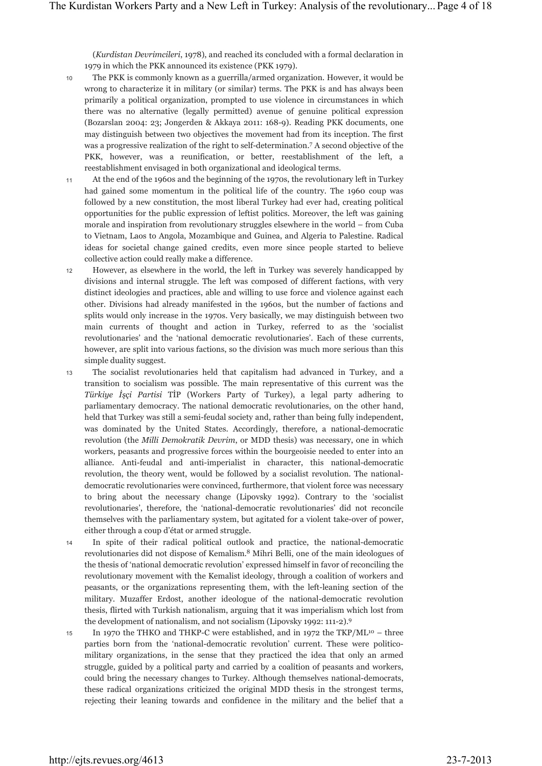(*Kurdistan Devrimcileri*, 1978), and reached its concluded with a formal declaration in 1979 in which the PKK announced its existence (PKK 1979).

10 The PKK is commonly known as a guerrilla/armed organization. However, it would be wrong to characterize it in military (or similar) terms. The PKK is and has always been primarily a political organization, prompted to use violence in circumstances in which there was no alternative (legally permitted) avenue of genuine political expression (Bozarslan 2004: 23; Jongerden & Akkaya 2011: 168-9). Reading PKK documents, one may distinguish between two objectives the movement had from its inception. The first was a progressive realization of the right to self-determination.[7] A second objective of the PKK, however, was a reunification, or better, reestablishment of the left, a reestablishment envisaged in both organizational and ideological terms.

11 At the end of the 1960s and the beginning of the 1970s, the revolutionary left in Turkey had gained some momentum in the political life of the country. The 1960 coup was followed by a new constitution, the most liberal Turkey had ever had, creating political opportunities for the public expression of leftist politics. Moreover, the left was gaining morale and inspiration from revolutionary struggles elsewhere in the world – from Cuba to Vietnam, Laos to Angola, Mozambique and Guinea, and Algeria to Palestine. Radical ideas for societal change gained credits, even more since people started to believe collective action could really make a difference.

12 However, as elsewhere in the world, the left in Turkey was severely handicapped by divisions and internal struggle. The left was composed of different factions, with very distinct ideologies and practices, able and willing to use force and violence against each other. Divisions had already manifested in the 1960s, but the number of factions and splits would only increase in the 1970s. Very basically, we may distinguish between two main currents of thought and action in Turkey, referred to as the 'socialist revolutionaries' and the 'national democratic revolutionaries'. Each of these currents, however, are split into various factions, so the division was much more serious than this simple duality suggest.

13 The socialist revolutionaries held that capitalism had advanced in Turkey, and a transition to socialism was possible. The main representative of this current was the *Türkiye İşçi Partisi* TİP (Workers Party of Turkey), a legal party adhering to parliamentary democracy. The national democratic revolutionaries, on the other hand, held that Turkey was still a semi-feudal society and, rather than being fully independent, was dominated by the United States. Accordingly, therefore, a national-democratic revolution (the *Milli Demokratik Devrim*, or MDD thesis) was necessary, one in which workers, peasants and progressive forces within the bourgeoisie needed to enter into an alliance. Anti-feudal and anti-imperialist in character, this national-democratic revolution, the theory went, would be followed by a socialist revolution. The national-democratic revolutionaries were convinced, furthermore, that violent force was necessary to bring about the necessary change (Lipovsky 1992). Contrary to the 'socialist revolutionaries', therefore, the 'national-democratic revolutionaries' did not reconcile themselves with the parliamentary system, but agitated for a violent take-over of power, either through a coup d'état or armed struggle.

14 In spite of their radical political outlook and practice, the national-democratic revolutionaries did not dispose of Kemalism.[8] Mihri Belli, one of the main ideologues of the thesis of 'national democratic revolution' expressed himself in favor of reconciling the revolutionary movement with the Kemalist ideology, through a coalition of workers and peasants, or the organizations representing them, with the left-leaning section of the military. Muzaffer Erdost, another ideologue of the national-democratic revolution thesis, flirted with Turkish nationalism, arguing that it was imperialism which lost from the development of nationalism, and not socialism (Lipovsky 1992: 111-2).[9]

15 In 1970 the THKO and THKP-C were established, and in 1972 the TKP/ML[10] – three parties born from the 'national-democratic revolution' current. These were politico-military organizations, in the sense that they practiced the idea that only an armed struggle, guided by a political party and carried by a coalition of peasants and workers, could bring the necessary changes to Turkey. Although themselves national-democrats, these radical organizations criticized the original MDD thesis in the strongest terms, rejecting their leaning towards and confidence in the military and the belief that a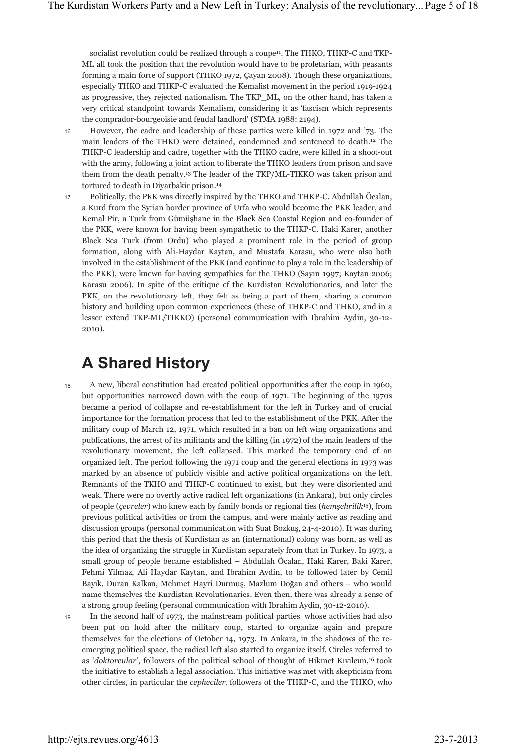socialist revolution could be realized through a coupe[11]. The THKO, THKP-C and TKP-ML all took the position that the revolution would have to be proletarian, with peasants forming a main force of support (THKO 1972, Çayan 2008). Though these organizations, especially THKO and THKP-C evaluated the Kemalist movement in the period 1919-1924 as progressive, they rejected nationalism. The TKP_ML, on the other hand, has taken a very critical standpoint towards Kemalism, considering it as 'fascism which represents the comprador-bourgeoisie and feudal landlord' (STMA 1988: 2194).

16 However, the cadre and leadership of these parties were killed in 1972 and '73. The main leaders of the THKO were detained, condemned and sentenced to death.[12] The THKP-C leadership and cadre, together with the THKO cadre, were killed in a shoot-out with the army, following a joint action to liberate the THKO leaders from prison and save them from the death penalty.[13] The leader of the TKP/ML-TIKKO was taken prison and tortured to death in Diyarbakir prison.[14]

17 Politically, the PKK was directly inspired by the THKO and THKP-C. Abdullah Öcalan, a Kurd from the Syrian border province of Urfa who would become the PKK leader, and Kemal Pir, a Turk from Gümüşhane in the Black Sea Coastal Region and co-founder of the PKK, were known for having been sympathetic to the THKP-C. Haki Karer, another Black Sea Turk (from Ordu) who played a prominent role in the period of group formation, along with Ali-Haydar Kaytan, and Mustafa Karasu, who were also both involved in the establishment of the PKK (and continue to play a role in the leadership of the PKK), were known for having sympathies for the THKO (Sayın 1997; Kaytan 2006; Karasu 2006). In spite of the critique of the Kurdistan Revolutionaries, and later the PKK, on the revolutionary left, they felt as being a part of them, sharing a common history and building upon common experiences (these of THKP-C and THKO, and in a lesser extend TKP-ML/TIKKO) (personal communication with Ibrahim Aydin, 30-12-2010).

## A Shared History

18 A new, liberal constitution had created political opportunities after the coup in 1960, but opportunities narrowed down with the coup of 1971. The beginning of the 1970s became a period of collapse and re-establishment for the left in Turkey and of crucial importance for the formation process that led to the establishment of the PKK. After the military coup of March 12, 1971, which resulted in a ban on left wing organizations and publications, the arrest of its militants and the killing (in 1972) of the main leaders of the revolutionary movement, the left collapsed. This marked the temporary end of an organized left. The period following the 1971 coup and the general elections in 1973 was marked by an absence of publicly visible and active political organizations on the left. Remnants of the TKHO and THKP-C continued to exist, but they were disoriented and weak. There were no overtly active radical left organizations (in Ankara), but only circles of people (*çevreler*) who knew each by family bonds or regional ties (*hemşehrilik*[15]), from previous political activities or from the campus, and were mainly active as reading and discussion groups (personal communication with Suat Bozkuş, 24-4-2010). It was during this period that the thesis of Kurdistan as an (international) colony was born, as well as the idea of organizing the struggle in Kurdistan separately from that in Turkey. In 1973, a small group of people became established – Abdullah Öcalan, Haki Karer, Baki Karer, Fehmi Yilmaz, Ali Haydar Kaytan, and Ibrahim Aydin, to be followed later by Cemil Bayık, Duran Kalkan, Mehmet Hayri Durmuş, Mazlum Doğan and others – who would name themselves the Kurdistan Revolutionaries. Even then, there was already a sense of a strong group feeling (personal communication with Ibrahim Aydin, 30-12-2010).

19 In the second half of 1973, the mainstream political parties, whose activities had also been put on hold after the military coup, started to organize again and prepare themselves for the elections of October 14, 1973. In Ankara, in the shadows of the re-emerging political space, the radical left also started to organize itself. Circles referred to as '*doktorcular*', followers of the political school of thought of Hikmet Kıvılcım,[16] took the initiative to establish a legal association. This initiative was met with skepticism from other circles, in particular the *cepheciler*, followers of the THKP-C, and the THKO, who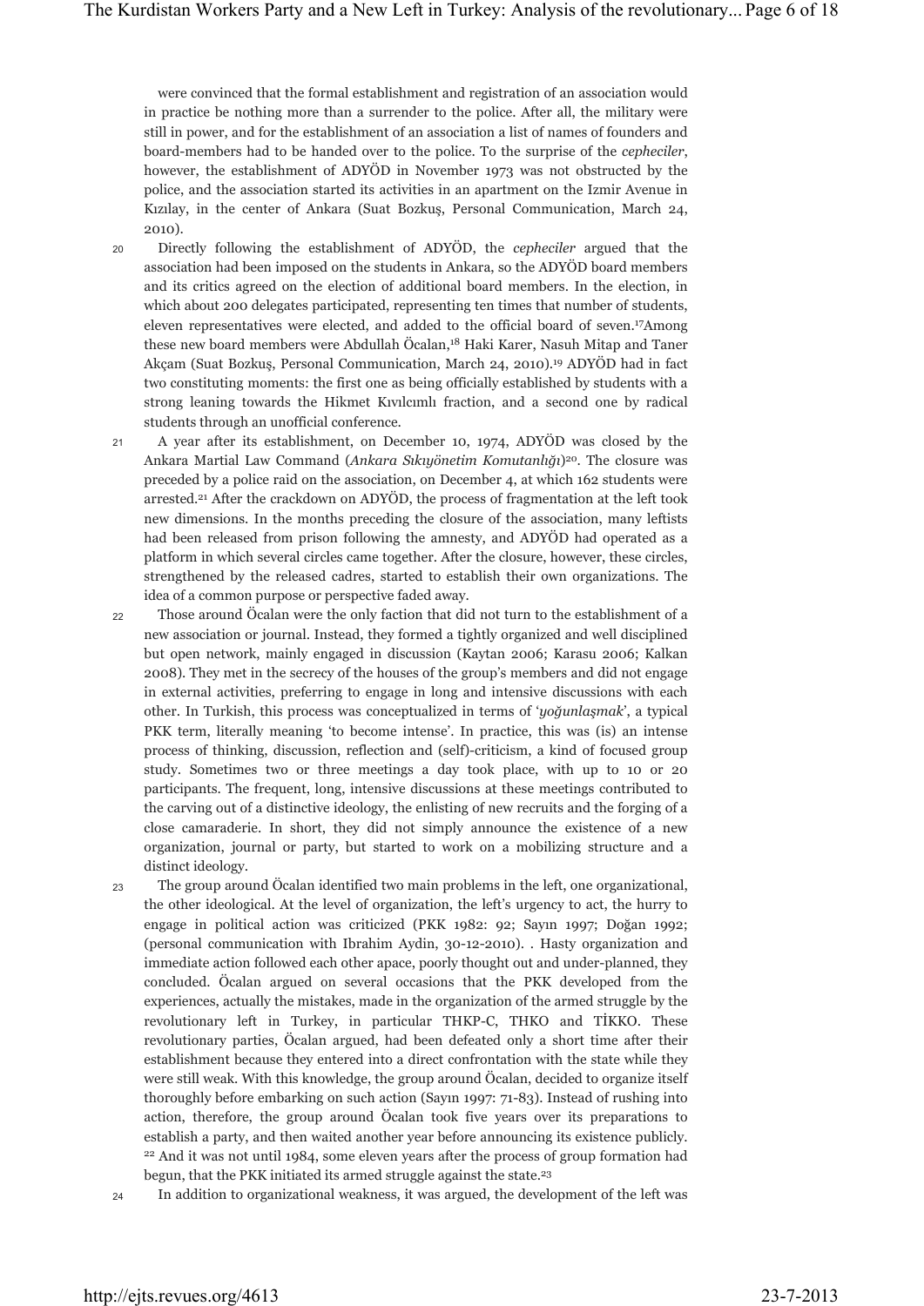were convinced that the formal establishment and registration of an association would in practice be nothing more than a surrender to the police. After all, the military were still in power, and for the establishment of an association a list of names of founders and board-members had to be handed over to the police. To the surprise of the *cepheciler*, however, the establishment of ADYÖD in November 1973 was not obstructed by the police, and the association started its activities in an apartment on the Izmir Avenue in Kızılay, in the center of Ankara (Suat Bozkuş, Personal Communication, March 24, 2010).

20 Directly following the establishment of ADYÖD, the *cepheciler* argued that the association had been imposed on the students in Ankara, so the ADYÖD board members and its critics agreed on the election of additional board members. In the election, in which about 200 delegates participated, representing ten times that number of students, eleven representatives were elected, and added to the official board of seven.[17] Among these new board members were Abdullah Öcalan,[18] Haki Karer, Nasuh Mitap and Taner Akçam (Suat Bozkuş, Personal Communication, March 24, 2010).[19] ADYÖD had in fact two constituting moments: the first one as being officially established by students with a strong leaning towards the Hikmet Kıvılcımlı fraction, and a second one by radical students through an unofficial conference.

21 A year after its establishment, on December 10, 1974, ADYÖD was closed by the Ankara Martial Law Command (*Ankara Sıkıyönetim Komutanlığı*)[20]. The closure was preceded by a police raid on the association, on December 4, at which 162 students were arrested.[21] After the crackdown on ADYÖD, the process of fragmentation at the left took new dimensions. In the months preceding the closure of the association, many leftists had been released from prison following the amnesty, and ADYÖD had operated as a platform in which several circles came together. After the closure, however, these circles, strengthened by the released cadres, started to establish their own organizations. The idea of a common purpose or perspective faded away.

22 Those around Öcalan were the only faction that did not turn to the establishment of a new association or journal. Instead, they formed a tightly organized and well disciplined but open network, mainly engaged in discussion (Kaytan 2006; Karasu 2006; Kalkan 2008). They met in the secrecy of the houses of the group's members and did not engage in external activities, preferring to engage in long and intensive discussions with each other. In Turkish, this process was conceptualized in terms of '*yoğunlaşmak*', a typical PKK term, literally meaning 'to become intense'. In practice, this was (is) an intense process of thinking, discussion, reflection and (self)-criticism, a kind of focused group study. Sometimes two or three meetings a day took place, with up to 10 or 20 participants. The frequent, long, intensive discussions at these meetings contributed to the carving out of a distinctive ideology, the enlisting of new recruits and the forging of a close camaraderie. In short, they did not simply announce the existence of a new organization, journal or party, but started to work on a mobilizing structure and a distinct ideology.

23 The group around Öcalan identified two main problems in the left, one organizational, the other ideological. At the level of organization, the left's urgency to act, the hurry to engage in political action was criticized (PKK 1982: 92; Sayın 1997; Doğan 1992; (personal communication with Ibrahim Aydin, 30-12-2010). . Hasty organization and immediate action followed each other apace, poorly thought out and under-planned, they concluded. Öcalan argued on several occasions that the PKK developed from the experiences, actually the mistakes, made in the organization of the armed struggle by the revolutionary left in Turkey, in particular THKP-C, THKO and TİKKO. These revolutionary parties, Öcalan argued, had been defeated only a short time after their establishment because they entered into a direct confrontation with the state while they were still weak. With this knowledge, the group around Öcalan, decided to organize itself thoroughly before embarking on such action (Sayın 1997: 71-83). Instead of rushing into action, therefore, the group around Öcalan took five years over its preparations to establish a party, and then waited another year before announcing its existence publicly. [22] And it was not until 1984, some eleven years after the process of group formation had begun, that the PKK initiated its armed struggle against the state.[23]

24 In addition to organizational weakness, it was argued, the development of the left was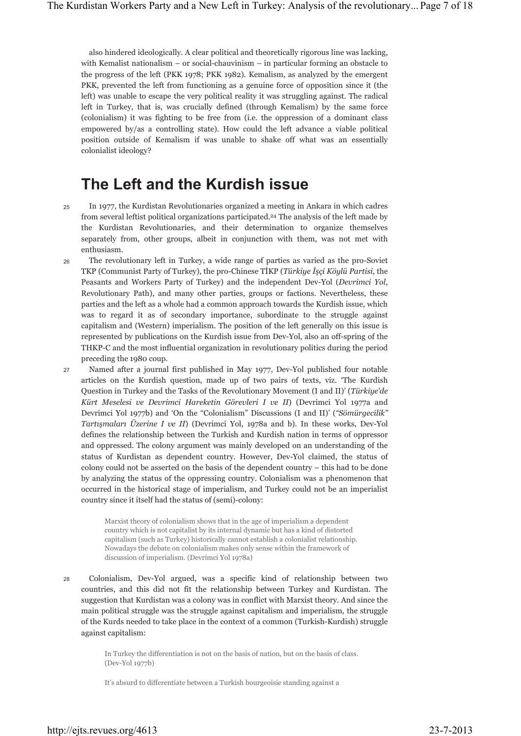also hindered ideologically. A clear political and theoretically rigorous line was lacking, with Kemalist nationalism – or social-chauvinism – in particular forming an obstacle to the progress of the left (PKK 1978; PKK 1982). Kemalism, as analyzed by the emergent PKK, prevented the left from functioning as a genuine force of opposition since it (the left) was unable to escape the very political reality it was struggling against. The radical left in Turkey, that is, was crucially defined (through Kemalism) by the same force (colonialism) it was fighting to be free from (i.e. the oppression of a dominant class empowered by/as a controlling state). How could the left advance a viable political position outside of Kemalism if was unable to shake off what was an essentially colonialist ideology?

## The Left and the Kurdish issue

25 In 1977, the Kurdistan Revolutionaries organized a meeting in Ankara in which cadres from several leftist political organizations participated.[24] The analysis of the left made by the Kurdistan Revolutionaries, and their determination to organize themselves separately from, other groups, albeit in conjunction with them, was not met with enthusiasm.

26 The revolutionary left in Turkey, a wide range of parties as varied as the pro-Soviet TKP (Communist Party of Turkey), the pro-Chinese TİKP (*Türkiye İşçi Köylü Partisi*, the Peasants and Workers Party of Turkey) and the independent Dev-Yol (*Devrimci Yol*, Revolutionary Path), and many other parties, groups or factions. Nevertheless, these parties and the left as a whole had a common approach towards the Kurdish issue, which was to regard it as of secondary importance, subordinate to the struggle against capitalism and (Western) imperialism. The position of the left generally on this issue is represented by publications on the Kurdish issue from Dev-Yol, also an off-spring of the THKP-C and the most influential organization in revolutionary politics during the period preceding the 1980 coup.

27 Named after a journal first published in May 1977, Dev-Yol published four notable articles on the Kurdish question, made up of two pairs of texts, viz. 'The Kurdish Question in Turkey and the Tasks of the Revolutionary Movement (I and II)' (*Türkiye'de Kürt Meselesi ve Devrimci Hareketin Görevleri I ve II*) (Devrimci Yol 1977a and Devrimci Yol 1977b) and 'On the "Colonialism" Discussions (I and II)' (*"Sömürgecilik" Tartışmaları Üzerine I ve II*) (Devrimci Yol, 1978a and b). In these works, Dev-Yol defines the relationship between the Turkish and Kurdish nation in terms of oppressor and oppressed. The colony argument was mainly developed on an understanding of the status of Kurdistan as dependent country. However, Dev-Yol claimed, the status of colony could not be asserted on the basis of the dependent country – this had to be done by analyzing the status of the oppressing country. Colonialism was a phenomenon that occurred in the historical stage of imperialism, and Turkey could not be an imperialist country since it itself had the status of (semi)-colony:

> Marxist theory of colonialism shows that in the age of imperialism a dependent country which is not capitalist by its internal dynamic but has a kind of distorted capitalism (such as Turkey) historically cannot establish a colonialist relationship. Nowadays the debate on colonialism makes only sense within the framework of discussion of imperialism. (Devrimci Yol 1978a)

28 Colonialism, Dev-Yol argued, was a specific kind of relationship between two countries, and this did not fit the relationship between Turkey and Kurdistan. The suggestion that Kurdistan was a colony was in conflict with Marxist theory. And since the main political struggle was the struggle against capitalism and imperialism, the struggle of the Kurds needed to take place in the context of a common (Turkish-Kurdish) struggle against capitalism:

> In Turkey the differentiation is not on the basis of nation, but on the basis of class. (Dev-Yol 1977b)

> It's absurd to differentiate between a Turkish bourgeoisie standing against a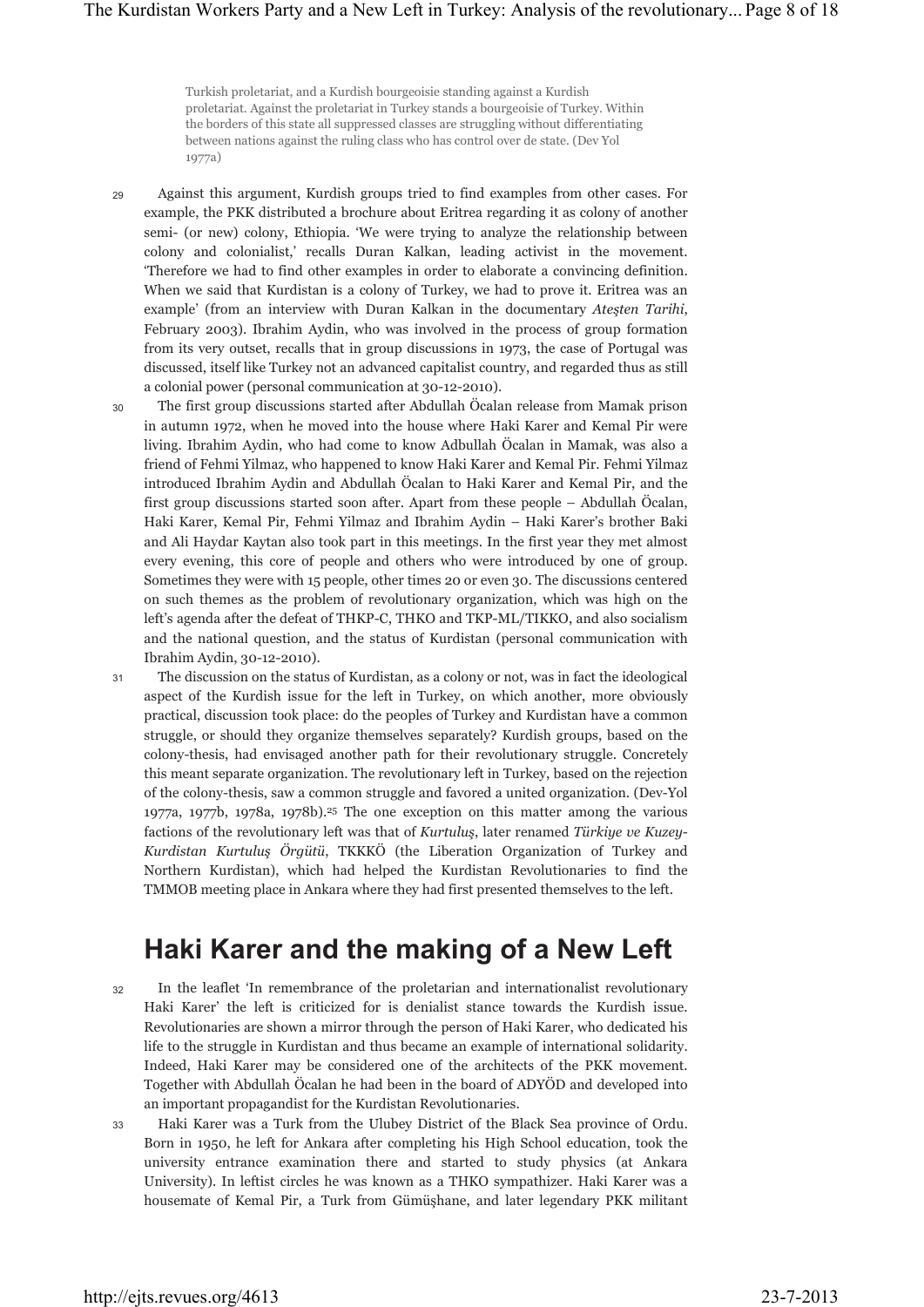Turkish proletariat, and a Kurdish bourgeoisie standing against a Kurdish proletariat. Against the proletariat in Turkey stands a bourgeoisie of Turkey. Within the borders of this state all suppressed classes are struggling without differentiating between nations against the ruling class who has control over de state. (Dev Yol 1977a)

29 Against this argument, Kurdish groups tried to find examples from other cases. For example, the PKK distributed a brochure about Eritrea regarding it as colony of another semi- (or new) colony, Ethiopia. 'We were trying to analyze the relationship between colony and colonialist,' recalls Duran Kalkan, leading activist in the movement. 'Therefore we had to find other examples in order to elaborate a convincing definition. When we said that Kurdistan is a colony of Turkey, we had to prove it. Eritrea was an example' (from an interview with Duran Kalkan in the documentary *Ateşten Tarihi*, February 2003). Ibrahim Aydin, who was involved in the process of group formation from its very outset, recalls that in group discussions in 1973, the case of Portugal was discussed, itself like Turkey not an advanced capitalist country, and regarded thus as still a colonial power (personal communication at 30-12-2010).

30 The first group discussions started after Abdullah Öcalan release from Mamak prison in autumn 1972, when he moved into the house where Haki Karer and Kemal Pir were living. Ibrahim Aydin, who had come to know Adbullah Öcalan in Mamak, was also a friend of Fehmi Yilmaz, who happened to know Haki Karer and Kemal Pir. Fehmi Yilmaz introduced Ibrahim Aydin and Abdullah Öcalan to Haki Karer and Kemal Pir, and the first group discussions started soon after. Apart from these people – Abdullah Öcalan, Haki Karer, Kemal Pir, Fehmi Yilmaz and Ibrahim Aydin – Haki Karer's brother Baki and Ali Haydar Kaytan also took part in this meetings. In the first year they met almost every evening, this core of people and others who were introduced by one of group. Sometimes they were with 15 people, other times 20 or even 30. The discussions centered on such themes as the problem of revolutionary organization, which was high on the left's agenda after the defeat of THKP-C, THKO and TKP-ML/TIKKO, and also socialism and the national question, and the status of Kurdistan (personal communication with Ibrahim Aydin, 30-12-2010).

31 The discussion on the status of Kurdistan, as a colony or not, was in fact the ideological aspect of the Kurdish issue for the left in Turkey, on which another, more obviously practical, discussion took place: do the peoples of Turkey and Kurdistan have a common struggle, or should they organize themselves separately? Kurdish groups, based on the colony-thesis, had envisaged another path for their revolutionary struggle. Concretely this meant separate organization. The revolutionary left in Turkey, based on the rejection of the colony-thesis, saw a common struggle and favored a united organization. (Dev-Yol 1977a, 1977b, 1978a, 1978b).[25] The one exception on this matter among the various factions of the revolutionary left was that of *Kurtuluş*, later renamed *Türkiye ve Kuzey-Kurdistan Kurtuluş Örgütü*, TKKKÖ (the Liberation Organization of Turkey and Northern Kurdistan), which had helped the Kurdistan Revolutionaries to find the TMMOB meeting place in Ankara where they had first presented themselves to the left.

## Haki Karer and the making of a New Left

32 In the leaflet 'In remembrance of the proletarian and internationalist revolutionary Haki Karer' the left is criticized for is denialist stance towards the Kurdish issue. Revolutionaries are shown a mirror through the person of Haki Karer, who dedicated his life to the struggle in Kurdistan and thus became an example of international solidarity. Indeed, Haki Karer may be considered one of the architects of the PKK movement. Together with Abdullah Öcalan he had been in the board of ADYÖD and developed into an important propagandist for the Kurdistan Revolutionaries.

33 Haki Karer was a Turk from the Ulubey District of the Black Sea province of Ordu. Born in 1950, he left for Ankara after completing his High School education, took the university entrance examination there and started to study physics (at Ankara University). In leftist circles he was known as a THKO sympathizer. Haki Karer was a housemate of Kemal Pir, a Turk from Gümüşhane, and later legendary PKK militant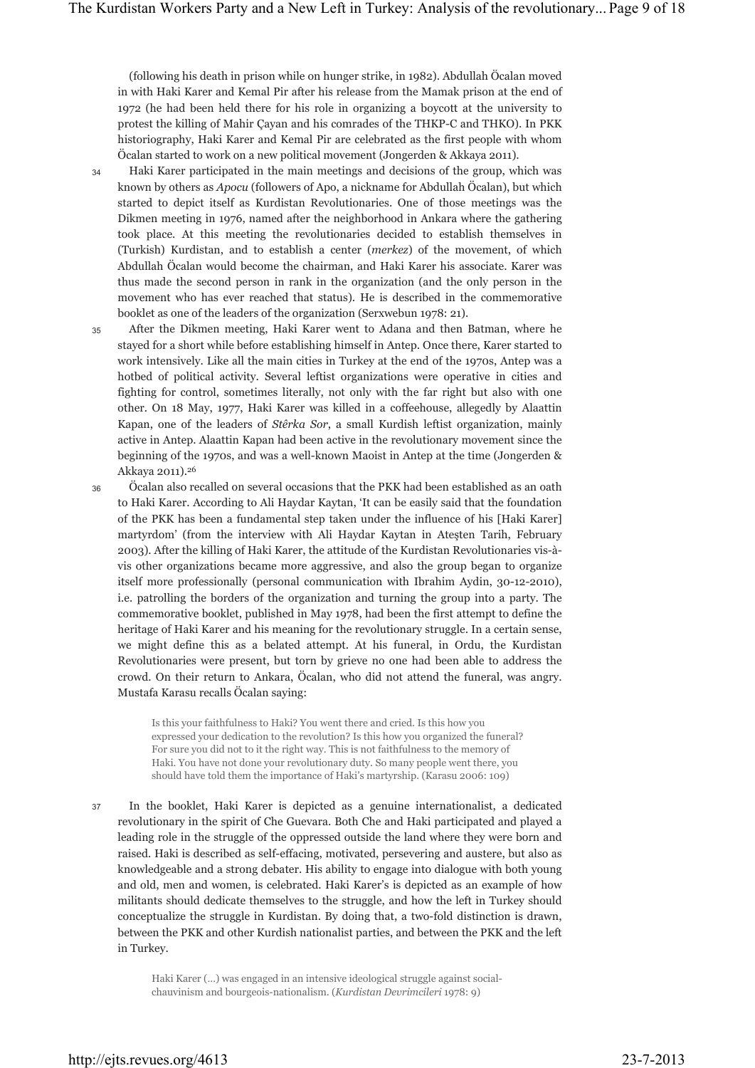(following his death in prison while on hunger strike, in 1982). Abdullah Öcalan moved in with Haki Karer and Kemal Pir after his release from the Mamak prison at the end of 1972 (he had been held there for his role in organizing a boycott at the university to protest the killing of Mahir Çayan and his comrades of the THKP-C and THKO). In PKK historiography, Haki Karer and Kemal Pir are celebrated as the first people with whom Öcalan started to work on a new political movement (Jongerden & Akkaya 2011).

34 Haki Karer participated in the main meetings and decisions of the group, which was known by others as *Apocu* (followers of Apo, a nickname for Abdullah Öcalan), but which started to depict itself as Kurdistan Revolutionaries. One of those meetings was the Dikmen meeting in 1976, named after the neighborhood in Ankara where the gathering took place. At this meeting the revolutionaries decided to establish themselves in (Turkish) Kurdistan, and to establish a center (*merkez*) of the movement, of which Abdullah Öcalan would become the chairman, and Haki Karer his associate. Karer was thus made the second person in rank in the organization (and the only person in the movement who has ever reached that status). He is described in the commemorative booklet as one of the leaders of the organization (Serxwebun 1978: 21).

35 After the Dikmen meeting, Haki Karer went to Adana and then Batman, where he stayed for a short while before establishing himself in Antep. Once there, Karer started to work intensively. Like all the main cities in Turkey at the end of the 1970s, Antep was a hotbed of political activity. Several leftist organizations were operative in cities and fighting for control, sometimes literally, not only with the far right but also with one other. On 18 May, 1977, Haki Karer was killed in a coffeehouse, allegedly by Alaattin Kapan, one of the leaders of *Stêrka Sor*, a small Kurdish leftist organization, mainly active in Antep. Alaattin Kapan had been active in the revolutionary movement since the beginning of the 1970s, and was a well-known Maoist in Antep at the time (Jongerden & Akkaya 2011).[26]

36 Öcalan also recalled on several occasions that the PKK had been established as an oath to Haki Karer. According to Ali Haydar Kaytan, 'It can be easily said that the foundation of the PKK has been a fundamental step taken under the influence of his [Haki Karer] martyrdom' (from the interview with Ali Haydar Kaytan in Ateşten Tarih, February 2003). After the killing of Haki Karer, the attitude of the Kurdistan Revolutionaries vis-à-vis other organizations became more aggressive, and also the group began to organize itself more professionally (personal communication with Ibrahim Aydin, 30-12-2010), i.e. patrolling the borders of the organization and turning the group into a party. The commemorative booklet, published in May 1978, had been the first attempt to define the heritage of Haki Karer and his meaning for the revolutionary struggle. In a certain sense, we might define this as a belated attempt. At his funeral, in Ordu, the Kurdistan Revolutionaries were present, but torn by grieve no one had been able to address the crowd. On their return to Ankara, Öcalan, who did not attend the funeral, was angry. Mustafa Karasu recalls Öcalan saying:

> Is this your faithfulness to Haki? You went there and cried. Is this how you expressed your dedication to the revolution? Is this how you organized the funeral? For sure you did not to it the right way. This is not faithfulness to the memory of Haki. You have not done your revolutionary duty. So many people went there, you should have told them the importance of Haki's martyrship. (Karasu 2006: 109)

37 In the booklet, Haki Karer is depicted as a genuine internationalist, a dedicated revolutionary in the spirit of Che Guevara. Both Che and Haki participated and played a leading role in the struggle of the oppressed outside the land where they were born and raised. Haki is described as self-effacing, motivated, persevering and austere, but also as knowledgeable and a strong debater. His ability to engage into dialogue with both young and old, men and women, is celebrated. Haki Karer's is depicted as an example of how militants should dedicate themselves to the struggle, and how the left in Turkey should conceptualize the struggle in Kurdistan. By doing that, a two-fold distinction is drawn, between the PKK and other Kurdish nationalist parties, and between the PKK and the left in Turkey.

> Haki Karer (…) was engaged in an intensive ideological struggle against social-chauvinism and bourgeois-nationalism. (*Kurdistan Devrimcileri* 1978: 9)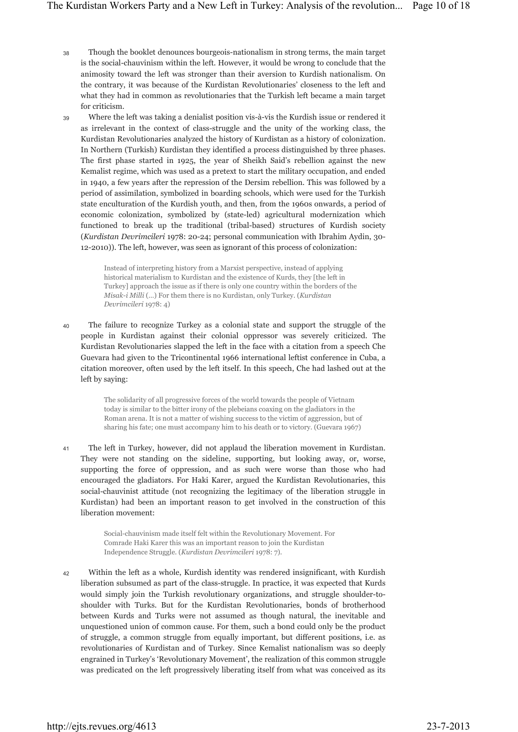38 Though the booklet denounces bourgeois-nationalism in strong terms, the main target is the social-chauvinism within the left. However, it would be wrong to conclude that the animosity toward the left was stronger than their aversion to Kurdish nationalism. On the contrary, it was because of the Kurdistan Revolutionaries' closeness to the left and what they had in common as revolutionaries that the Turkish left became a main target for criticism.

39 Where the left was taking a denialist position vis-à-vis the Kurdish issue or rendered it as irrelevant in the context of class-struggle and the unity of the working class, the Kurdistan Revolutionaries analyzed the history of Kurdistan as a history of colonization. In Northern (Turkish) Kurdistan they identified a process distinguished by three phases. The first phase started in 1925, the year of Sheikh Said's rebellion against the new Kemalist regime, which was used as a pretext to start the military occupation, and ended in 1940, a few years after the repression of the Dersim rebellion. This was followed by a period of assimilation, symbolized in boarding schools, which were used for the Turkish state enculturation of the Kurdish youth, and then, from the 1960s onwards, a period of economic colonization, symbolized by (state-led) agricultural modernization which functioned to break up the traditional (tribal-based) structures of Kurdish society (*Kurdistan Devrimcileri* 1978: 20-24; personal communication with Ibrahim Aydin, 30-12-2010)). The left, however, was seen as ignorant of this process of colonization:

> Instead of interpreting history from a Marxist perspective, instead of applying historical materialism to Kurdistan and the existence of Kurds, they [the left in Turkey] approach the issue as if there is only one country within the borders of the *Misak-i Milli* (…) For them there is no Kurdistan, only Turkey. (*Kurdistan Devrimcileri* 1978: 4)

40 The failure to recognize Turkey as a colonial state and support the struggle of the people in Kurdistan against their colonial oppressor was severely criticized. The Kurdistan Revolutionaries slapped the left in the face with a citation from a speech Che Guevara had given to the Tricontinental 1966 international leftist conference in Cuba, a citation moreover, often used by the left itself. In this speech, Che had lashed out at the left by saying:

> The solidarity of all progressive forces of the world towards the people of Vietnam today is similar to the bitter irony of the plebeians coaxing on the gladiators in the Roman arena. It is not a matter of wishing success to the victim of aggression, but of sharing his fate; one must accompany him to his death or to victory. (Guevara 1967)

41 The left in Turkey, however, did not applaud the liberation movement in Kurdistan. They were not standing on the sideline, supporting, but looking away, or, worse, supporting the force of oppression, and as such were worse than those who had encouraged the gladiators. For Haki Karer, argued the Kurdistan Revolutionaries, this social-chauvinist attitude (not recognizing the legitimacy of the liberation struggle in Kurdistan) had been an important reason to get involved in the construction of this liberation movement:

> Social-chauvinism made itself felt within the Revolutionary Movement. For Comrade Haki Karer this was an important reason to join the Kurdistan Independence Struggle. (*Kurdistan Devrimcileri* 1978: 7).

42 Within the left as a whole, Kurdish identity was rendered insignificant, with Kurdish liberation subsumed as part of the class-struggle. In practice, it was expected that Kurds would simply join the Turkish revolutionary organizations, and struggle shoulder-to-shoulder with Turks. But for the Kurdistan Revolutionaries, bonds of brotherhood between Kurds and Turks were not assumed as though natural, the inevitable and unquestioned union of common cause. For them, such a bond could only be the product of struggle, a common struggle from equally important, but different positions, i.e. as revolutionaries of Kurdistan and of Turkey. Since Kemalist nationalism was so deeply engrained in Turkey's 'Revolutionary Movement', the realization of this common struggle was predicated on the left progressively liberating itself from what was conceived as its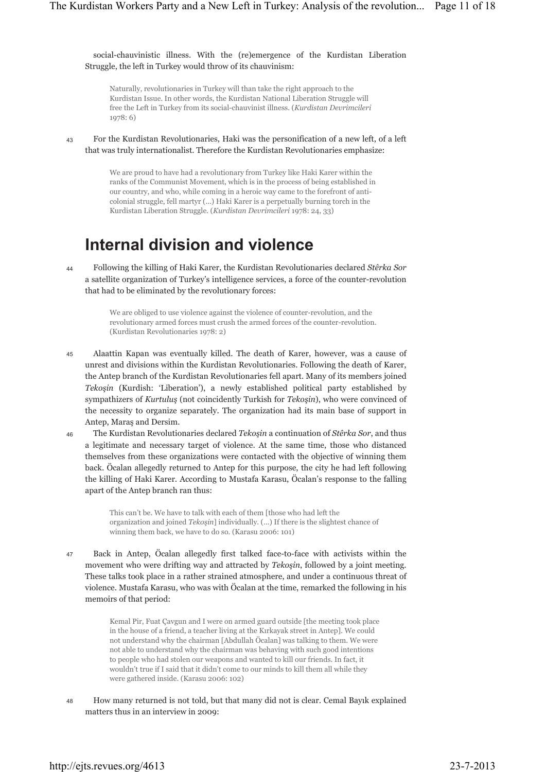social-chauvinistic illness. With the (re)emergence of the Kurdistan Liberation Struggle, the left in Turkey would throw of its chauvinism:

> Naturally, revolutionaries in Turkey will than take the right approach to the Kurdistan Issue. In other words, the Kurdistan National Liberation Struggle will free the Left in Turkey from its social-chauvinist illness. (*Kurdistan Devrimcileri* 1978: 6)

43 For the Kurdistan Revolutionaries, Haki was the personification of a new left, of a left that was truly internationalist. Therefore the Kurdistan Revolutionaries emphasize:

> We are proud to have had a revolutionary from Turkey like Haki Karer within the ranks of the Communist Movement, which is in the process of being established in our country, and who, while coming in a heroic way came to the forefront of anti-colonial struggle, fell martyr (…) Haki Karer is a perpetually burning torch in the Kurdistan Liberation Struggle. (*Kurdistan Devrimcileri* 1978: 24, 33)

## Internal division and violence

44 Following the killing of Haki Karer, the Kurdistan Revolutionaries declared *Stêrka Sor* a satellite organization of Turkey's intelligence services, a force of the counter-revolution that had to be eliminated by the revolutionary forces:

> We are obliged to use violence against the violence of counter-revolution, and the revolutionary armed forces must crush the armed forces of the counter-revolution. (Kurdistan Revolutionaries 1978: 2)

45 Alaattin Kapan was eventually killed. The death of Karer, however, was a cause of unrest and divisions within the Kurdistan Revolutionaries. Following the death of Karer, the Antep branch of the Kurdistan Revolutionaries fell apart. Many of its members joined *Tekoşin* (Kurdish: 'Liberation'), a newly established political party established by sympathizers of *Kurtuluş* (not coincidently Turkish for *Tekoşin*), who were convinced of the necessity to organize separately. The organization had its main base of support in Antep, Maraş and Dersim.

46 The Kurdistan Revolutionaries declared *Tekoşin* a continuation of *Stêrka Sor*, and thus a legitimate and necessary target of violence. At the same time, those who distanced themselves from these organizations were contacted with the objective of winning them back. Öcalan allegedly returned to Antep for this purpose, the city he had left following the killing of Haki Karer. According to Mustafa Karasu, Öcalan's response to the falling apart of the Antep branch ran thus:

> This can't be. We have to talk with each of them [those who had left the organization and joined *Tekoşin*] individually. (…) If there is the slightest chance of winning them back, we have to do so. (Karasu 2006: 101)

47 Back in Antep, Öcalan allegedly first talked face-to-face with activists within the movement who were drifting way and attracted by *Tekoşin*, followed by a joint meeting. These talks took place in a rather strained atmosphere, and under a continuous threat of violence. Mustafa Karasu, who was with Öcalan at the time, remarked the following in his memoirs of that period:

> Kemal Pir, Fuat Çavgun and I were on armed guard outside [the meeting took place in the house of a friend, a teacher living at the Kırkayak street in Antep]. We could not understand why the chairman [Abdullah Öcalan] was talking to them. We were not able to understand why the chairman was behaving with such good intentions to people who had stolen our weapons and wanted to kill our friends. In fact, it wouldn't true if I said that it didn't come to our minds to kill them all while they were gathered inside. (Karasu 2006: 102)

48 How many returned is not told, but that many did not is clear. Cemal Bayık explained matters thus in an interview in 2009: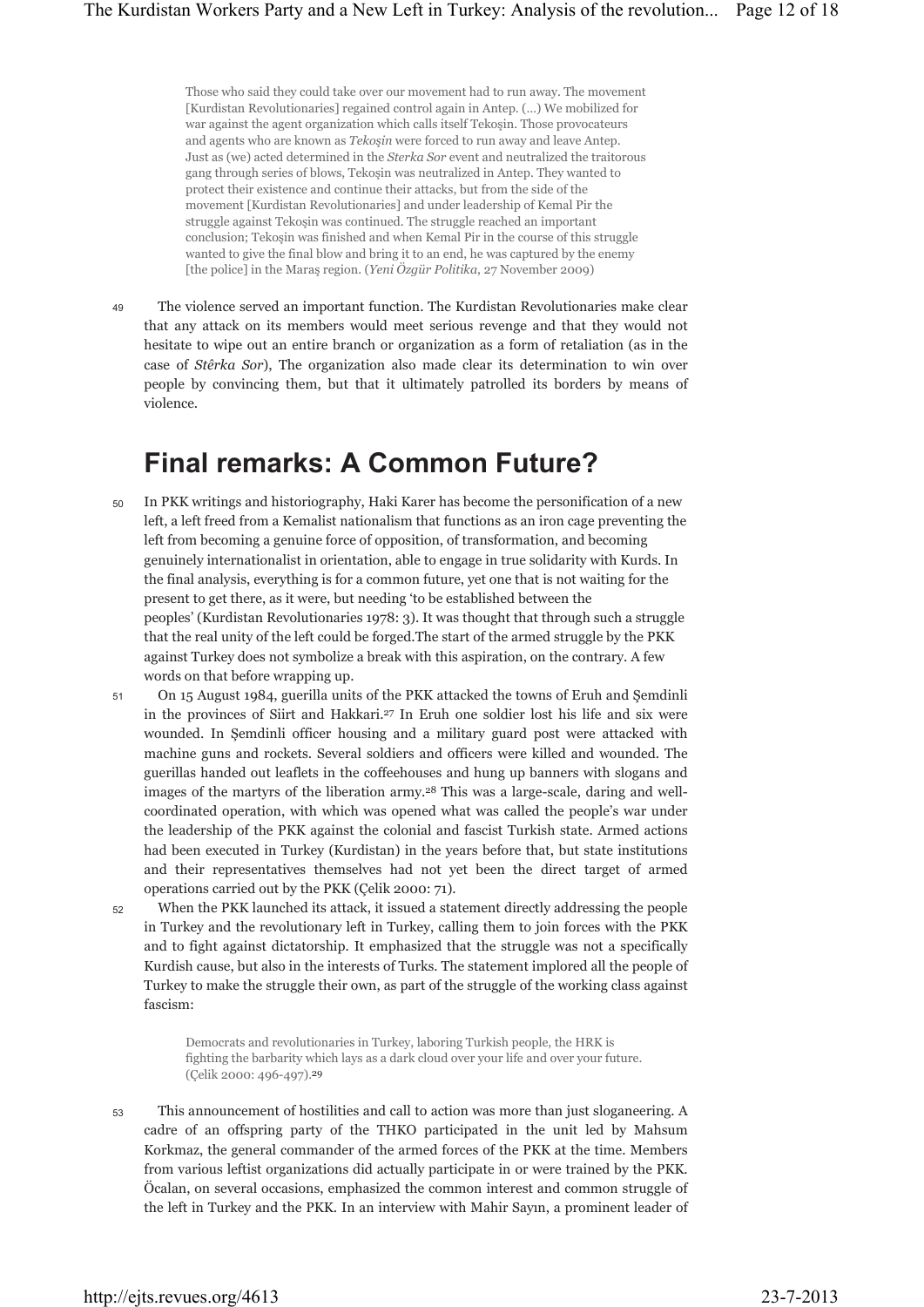> Those who said they could take over our movement had to run away. The movement [Kurdistan Revolutionaries] regained control again in Antep. (...) We mobilized for war against the agent organization which calls itself Tekoşin. Those provocateurs and agents who are known as *Tekoşin* were forced to run away and leave Antep. Just as (we) acted determined in the *Sterka Sor* event and neutralized the traitorous gang through series of blows, Tekoşin was neutralized in Antep. They wanted to protect their existence and continue their attacks, but from the side of the movement [Kurdistan Revolutionaries] and under leadership of Kemal Pir the struggle against Tekoşin was continued. The struggle reached an important conclusion; Tekoşin was finished and when Kemal Pir in the course of this struggle wanted to give the final blow and bring it to an end, he was captured by the enemy [the police] in the Maraş region. (*Yeni Özgür Politika*, 27 November 2009)

49 The violence served an important function. The Kurdistan Revolutionaries make clear that any attack on its members would meet serious revenge and that they would not hesitate to wipe out an entire branch or organization as a form of retaliation (as in the case of *Stêrka Sor*), The organization also made clear its determination to win over people by convincing them, but that it ultimately patrolled its borders by means of violence.

## Final remarks: A Common Future?

50 In PKK writings and historiography, Haki Karer has become the personification of a new left, a left freed from a Kemalist nationalism that functions as an iron cage preventing the left from becoming a genuine force of opposition, of transformation, and becoming genuinely internationalist in orientation, able to engage in true solidarity with Kurds. In the final analysis, everything is for a common future, yet one that is not waiting for the present to get there, as it were, but needing 'to be established between the peoples' (Kurdistan Revolutionaries 1978: 3). It was thought that through such a struggle that the real unity of the left could be forged.The start of the armed struggle by the PKK against Turkey does not symbolize a break with this aspiration, on the contrary. A few words on that before wrapping up.

51 On 15 August 1984, guerilla units of the PKK attacked the towns of Eruh and Şemdinli in the provinces of Siirt and Hakkari.[27] In Eruh one soldier lost his life and six were wounded. In Şemdinli officer housing and a military guard post were attacked with machine guns and rockets. Several soldiers and officers were killed and wounded. The guerillas handed out leaflets in the coffeehouses and hung up banners with slogans and images of the martyrs of the liberation army.[28] This was a large-scale, daring and well-coordinated operation, with which was opened what was called the people's war under the leadership of the PKK against the colonial and fascist Turkish state. Armed actions had been executed in Turkey (Kurdistan) in the years before that, but state institutions and their representatives themselves had not yet been the direct target of armed operations carried out by the PKK (Çelik 2000: 71).

52 When the PKK launched its attack, it issued a statement directly addressing the people in Turkey and the revolutionary left in Turkey, calling them to join forces with the PKK and to fight against dictatorship. It emphasized that the struggle was not a specifically Kurdish cause, but also in the interests of Turks. The statement implored all the people of Turkey to make the struggle their own, as part of the struggle of the working class against fascism:

> Democrats and revolutionaries in Turkey, laboring Turkish people, the HRK is fighting the barbarity which lays as a dark cloud over your life and over your future. (Çelik 2000: 496-497).[29]

53 This announcement of hostilities and call to action was more than just sloganeering. A cadre of an offspring party of the THKO participated in the unit led by Mahsum Korkmaz, the general commander of the armed forces of the PKK at the time. Members from various leftist organizations did actually participate in or were trained by the PKK. Öcalan, on several occasions, emphasized the common interest and common struggle of the left in Turkey and the PKK. In an interview with Mahir Sayın, a prominent leader of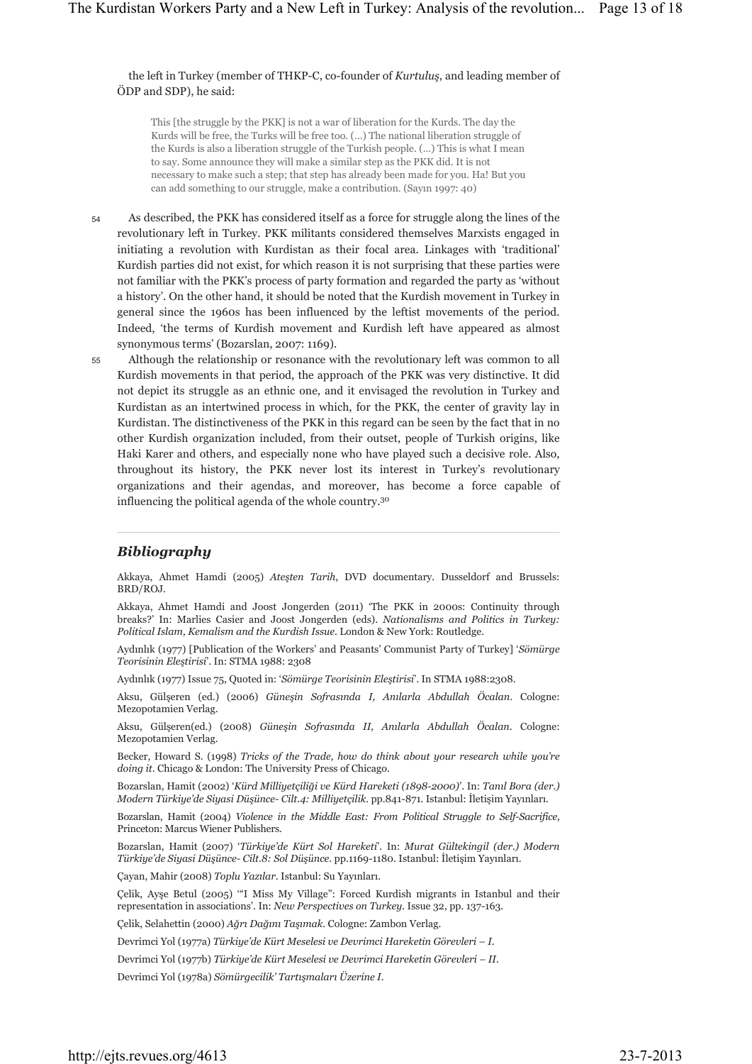the left in Turkey (member of THKP-C, co-founder of *Kurtuluş*, and leading member of ÖDP and SDP), he said:

> This [the struggle by the PKK] is not a war of liberation for the Kurds. The day the Kurds will be free, the Turks will be free too. (…) The national liberation struggle of the Kurds is also a liberation struggle of the Turkish people. (…) This is what I mean to say. Some announce they will make a similar step as the PKK did. It is not necessary to make such a step; that step has already been made for you. Ha! But you can add something to our struggle, make a contribution. (Sayın 1997: 40)

54 As described, the PKK has considered itself as a force for struggle along the lines of the revolutionary left in Turkey. PKK militants considered themselves Marxists engaged in initiating a revolution with Kurdistan as their focal area. Linkages with 'traditional' Kurdish parties did not exist, for which reason it is not surprising that these parties were not familiar with the PKK's process of party formation and regarded the party as 'without a history'. On the other hand, it should be noted that the Kurdish movement in Turkey in general since the 1960s has been influenced by the leftist movements of the period. Indeed, 'the terms of Kurdish movement and Kurdish left have appeared as almost synonymous terms' (Bozarslan, 2007: 1169).

55 Although the relationship or resonance with the revolutionary left was common to all Kurdish movements in that period, the approach of the PKK was very distinctive. It did not depict its struggle as an ethnic one, and it envisaged the revolution in Turkey and Kurdistan as an intertwined process in which, for the PKK, the center of gravity lay in Kurdistan. The distinctiveness of the PKK in this regard can be seen by the fact that in no other Kurdish organization included, from their outset, people of Turkish origins, like Haki Karer and others, and especially none who have played such a decisive role. Also, throughout its history, the PKK never lost its interest in Turkey's revolutionary organizations and their agendas, and moreover, has become a force capable of influencing the political agenda of the whole country.[30]

## Bibliography

Akkaya, Ahmet Hamdi (2005) *Ateşten Tarih*, DVD documentary. Dusseldorf and Brussels: BRD/ROJ.

Akkaya, Ahmet Hamdi and Joost Jongerden (2011) 'The PKK in 2000s: Continuity through breaks?' In: Marlies Casier and Joost Jongerden (eds). *Nationalisms and Politics in Turkey: Political Islam, Kemalism and the Kurdish Issue*. London & New York: Routledge.

Aydınlık (1977) [Publication of the Workers' and Peasants' Communist Party of Turkey] '*Sömürge Teorisinin Eleştirisi*'. In: STMA 1988: 2308

Aydınlık (1977) Issue 75, Quoted in: '*Sömürge Teorisinin Eleştirisi*'. In STMA 1988:2308.

Aksu, Gülşeren (ed.) (2006) *Güneşin Sofrasında I, Anılarla Abdullah Öcalan*. Cologne: Mezopotamien Verlag.

Aksu, Gülşeren(ed.) (2008) *Güneşin Sofrasında II, Anılarla Abdullah Öcalan*. Cologne: Mezopotamien Verlag.

Becker, Howard S. (1998) *Tricks of the Trade, how do think about your research while you're doing it*. Chicago & London: The University Press of Chicago.

Bozarslan, Hamit (2002) '*Kürd Milliyetçiliği ve Kürd Hareketi (1898-2000)*'. In: *Tanıl Bora (der.) Modern Türkiye'de Siyasi Düşünce- Cilt.4: Milliyetçilik*. pp.841-871. Istanbul: İletişim Yayınları.

Bozarslan, Hamit (2004) *Violence in the Middle East: From Political Struggle to Self-Sacrifice*, Princeton: Marcus Wiener Publishers.

Bozarslan, Hamit (2007) '*Türkiye'de Kürt Sol Hareketi*'. In: *Murat Gültekingil (der.) Modern Türkiye'de Siyasi Düşünce- Cilt.8: Sol Düşünce*. pp.1169-1180. Istanbul: İletişim Yayınları.

Çayan, Mahir (2008) *Toplu Yazılar*. Istanbul: Su Yayınları.

Çelik, Ayşe Betul (2005) '"I Miss My Village": Forced Kurdish migrants in Istanbul and their representation in associations'. In: *New Perspectives on Turkey*. Issue 32, pp. 137-163.

Çelik, Selahettin (2000) *Ağrı Dağını Taşımak*. Cologne: Zambon Verlag.

Devrimci Yol (1977a) *Türkiye'de Kürt Meselesi ve Devrimci Hareketin Görevleri – I*.

Devrimci Yol (1977b) *Türkiye'de Kürt Meselesi ve Devrimci Hareketin Görevleri – II*.

Devrimci Yol (1978a) *Sömürgecilik' Tartışmaları Üzerine I*.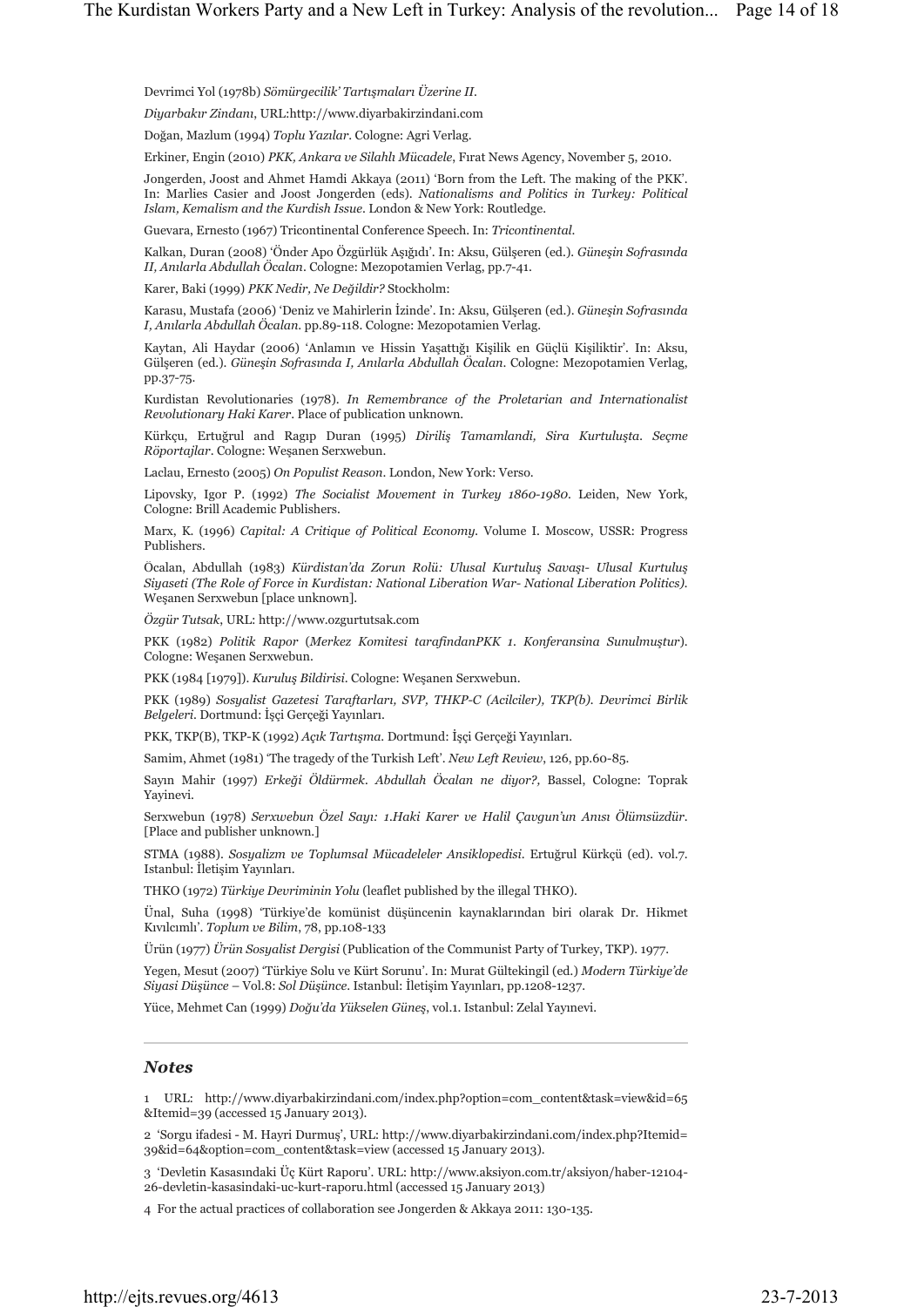Devrimci Yol (1978b) *Sömürgecilik' Tartışmaları Üzerine II*.

*Diyarbakır Zindanı*, URL:http://www.diyarbakirzindani.com

Doğan, Mazlum (1994) *Toplu Yazılar*. Cologne: Agri Verlag.

Erkiner, Engin (2010) *PKK, Ankara ve Silahlı Mücadele*, Fırat News Agency, November 5, 2010.

Jongerden, Joost and Ahmet Hamdi Akkaya (2011) 'Born from the Left. The making of the PKK'. In: Marlies Casier and Joost Jongerden (eds). *Nationalisms and Politics in Turkey: Political Islam, Kemalism and the Kurdish Issue*. London & New York: Routledge.

Guevara, Ernesto (1967) Tricontinental Conference Speech. In: *Tricontinental*.

Kalkan, Duran (2008) 'Önder Apo Özgürlük Aşığıdı'. In: Aksu, Gülşeren (ed.). *Güneşin Sofrasında II, Anılarla Abdullah Öcalan*. Cologne: Mezopotamien Verlag, pp.7-41.

Karer, Baki (1999) *PKK Nedir, Ne Değildir?* Stockholm:

Karasu, Mustafa (2006) 'Deniz ve Mahirlerin İzinde'. In: Aksu, Gülşeren (ed.). *Güneşin Sofrasında I, Anılarla Abdullah Öcalan*. pp.89-118. Cologne: Mezopotamien Verlag.

Kaytan, Ali Haydar (2006) 'Anlamın ve Hissin Yaşattığı Kişilik en Güçlü Kişiliktir'. In: Aksu, Gülşeren (ed.). *Güneşin Sofrasında I, Anılarla Abdullah Öcalan*. Cologne: Mezopotamien Verlag, pp.37-75.

Kurdistan Revolutionaries (1978). *In Remembrance of the Proletarian and Internationalist Revolutionary Haki Karer*. Place of publication unknown.

Kürkçu, Ertuğrul and Ragıp Duran (1995) *Diriliş Tamamlandi, Sira Kurtuluşta. Seçme Röportajlar*. Cologne: Weşanen Serxwebun.

Laclau, Ernesto (2005) *On Populist Reason*. London, New York: Verso.

Lipovsky, Igor P. (1992) *The Socialist Movement in Turkey 1860-1980*. Leiden, New York, Cologne: Brill Academic Publishers.

Marx, K. (1996) *Capital: A Critique of Political Economy*. Volume I. Moscow, USSR: Progress Publishers.

Öcalan, Abdullah (1983) *Kürdistan'da Zorun Rolü: Ulusal Kurtuluş Savaşı- Ulusal Kurtuluş Siyaseti (The Role of Force in Kurdistan: National Liberation War- National Liberation Politics)*. Weşanen Serxwebun [place unknown].

*Özgür Tutsak*, URL: http://www.ozgurtutsak.com

PKK (1982) *Politik Rapor* (*Merkez Komitesi tarafindanPKK 1. Konferansina Sunulmuştur*). Cologne: Weşanen Serxwebun.

PKK (1984 [1979]). *Kuruluş Bildirisi*. Cologne: Weşanen Serxwebun.

PKK (1989) *Sosyalist Gazetesi Taraftarları, SVP, THKP-C (Acilciler), TKP(b). Devrimci Birlik Belgeleri*. Dortmund: İşçi Gerçeği Yayınları.

PKK, TKP(B), TKP-K (1992) *Açık Tartışma*. Dortmund: İşçi Gerçeği Yayınları.

Samim, Ahmet (1981) 'The tragedy of the Turkish Left'. *New Left Review*, 126, pp.60-85.

Sayın Mahir (1997) *Erkeği Öldürmek. Abdullah Öcalan ne diyor?,* Bassel, Cologne: Toprak Yayinevi.

Serxwebun (1978) *Serxwebun Özel Sayı: 1.Haki Karer ve Halil Çavgun'un Anısı Ölümsüzdür*. [Place and publisher unknown.]

STMA (1988). *Sosyalizm ve Toplumsal Mücadeleler Ansiklopedisi*. Ertuğrul Kürkçü (ed). vol.7. Istanbul: İletişim Yayınları.

THKO (1972) *Türkiye Devriminin Yolu* (leaflet published by the illegal THKO).

Ünal, Suha (1998) 'Türkiye'de komünist düşüncenin kaynaklarından biri olarak Dr. Hikmet Kıvılcımlı'. *Toplum ve Bilim*, 78, pp.108-133

Ürün (1977) *Ürün Sosyalist Dergisi* (Publication of the Communist Party of Turkey, TKP). 1977.

Yegen, Mesut (2007) 'Türkiye Solu ve Kürt Sorunu'. In: Murat Gültekingil (ed.) *Modern Türkiye'de Siyasi Düşünce* – Vol.8: *Sol Düşünce*. Istanbul: İletişim Yayınları, pp.1208-1237.

Yüce, Mehmet Can (1999) *Doğu'da Yükselen Güneş*, vol.1. Istanbul: Zelal Yayınevi.

## *Notes*

1 URL: http://www.diyarbakirzindani.com/index.php?option=com_content&task=view&id=65&Itemid=39 (accessed 15 January 2013).

2 'Sorgu ifadesi - M. Hayri Durmuş', URL: http://www.diyarbakirzindani.com/index.php?Itemid=39&id=64&option=com_content&task=view (accessed 15 January 2013).

3 'Devletin Kasasındaki Üç Kürt Raporu'. URL: http://www.aksiyon.com.tr/aksiyon/haber-12104-26-devletin-kasasindaki-uc-kurt-raporu.html (accessed 15 January 2013)

4 For the actual practices of collaboration see Jongerden & Akkaya 2011: 130-135.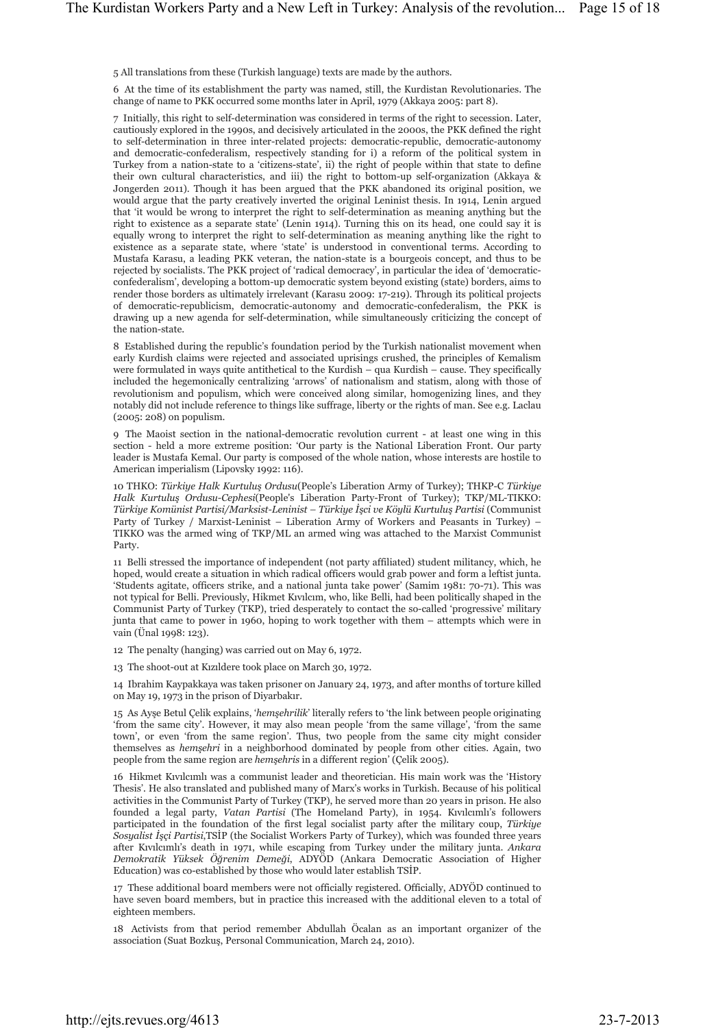5 All translations from these (Turkish language) texts are made by the authors.

6 At the time of its establishment the party was named, still, the Kurdistan Revolutionaries. The change of name to PKK occurred some months later in April, 1979 (Akkaya 2005: part 8).

7 Initially, this right to self-determination was considered in terms of the right to secession. Later, cautiously explored in the 1990s, and decisively articulated in the 2000s, the PKK defined the right to self-determination in three inter-related projects: democratic-republic, democratic-autonomy and democratic-confederalism, respectively standing for i) a reform of the political system in Turkey from a nation-state to a 'citizens-state', ii) the right of people within that state to define their own cultural characteristics, and iii) the right to bottom-up self-organization (Akkaya & Jongerden 2011). Though it has been argued that the PKK abandoned its original position, we would argue that the party creatively inverted the original Leninist thesis. In 1914, Lenin argued that 'it would be wrong to interpret the right to self-determination as meaning anything but the right to existence as a separate state' (Lenin 1914). Turning this on its head, one could say it is equally wrong to interpret the right to self-determination as meaning anything like the right to existence as a separate state, where 'state' is understood in conventional terms. According to Mustafa Karasu, a leading PKK veteran, the nation-state is a bourgeois concept, and thus to be rejected by socialists. The PKK project of 'radical democracy', in particular the idea of 'democratic-confederalism', developing a bottom-up democratic system beyond existing (state) borders, aims to render those borders as ultimately irrelevant (Karasu 2009: 17-219). Through its political projects of democratic-republicism, democratic-autonomy and democratic-confederalism, the PKK is drawing up a new agenda for self-determination, while simultaneously criticizing the concept of the nation-state.

8 Established during the republic's foundation period by the Turkish nationalist movement when early Kurdish claims were rejected and associated uprisings crushed, the principles of Kemalism were formulated in ways quite antithetical to the Kurdish – qua Kurdish – cause. They specifically included the hegemonically centralizing 'arrows' of nationalism and statism, along with those of revolutionism and populism, which were conceived along similar, homogenizing lines, and they notably did not include reference to things like suffrage, liberty or the rights of man. See e.g. Laclau (2005: 208) on populism.

9 The Maoist section in the national-democratic revolution current - at least one wing in this section - held a more extreme position: 'Our party is the National Liberation Front. Our party leader is Mustafa Kemal. Our party is composed of the whole nation, whose interests are hostile to American imperialism (Lipovsky 1992: 116).

10 THKO: *Türkiye Halk Kurtuluş Ordusu*(People's Liberation Army of Turkey); THKP-C *Türkiye Halk Kurtuluş Ordusu-Cephesi*(People's Liberation Party-Front of Turkey); TKP/ML-TIKKO: *Türkiye Komünist Partisi/Marksist-Leninist – Türkiye İşçi ve Köylü Kurtuluş Partisi* (Communist Party of Turkey / Marxist-Leninist – Liberation Army of Workers and Peasants in Turkey) – TIKKO was the armed wing of TKP/ML an armed wing was attached to the Marxist Communist Party.

11 Belli stressed the importance of independent (not party affiliated) student militancy, which, he hoped, would create a situation in which radical officers would grab power and form a leftist junta. 'Students agitate, officers strike, and a national junta take power' (Samim 1981: 70-71). This was not typical for Belli. Previously, Hikmet Kıvılcım, who, like Belli, had been politically shaped in the Communist Party of Turkey (TKP), tried desperately to contact the so-called 'progressive' military junta that came to power in 1960, hoping to work together with them – attempts which were in vain (Ünal 1998: 123).

12 The penalty (hanging) was carried out on May 6, 1972.

13 The shoot-out at Kızıldere took place on March 30, 1972.

14 Ibrahim Kaypakkaya was taken prisoner on January 24, 1973, and after months of torture killed on May 19, 1973 in the prison of Diyarbakır.

15 As Ayşe Betul Çelik explains, '*hemşehrilik*' literally refers to 'the link between people originating 'from the same city'. However, it may also mean people 'from the same village', 'from the same town', or even 'from the same region'. Thus, two people from the same city might consider themselves as *hemşehri* in a neighborhood dominated by people from other cities. Again, two people from the same region are *hemşehris* in a different region' (Çelik 2005).

16 Hikmet Kıvılcımlı was a communist leader and theoretician. His main work was the 'History Thesis'. He also translated and published many of Marx's works in Turkish. Because of his political activities in the Communist Party of Turkey (TKP), he served more than 20 years in prison. He also founded a legal party, *Vatan Partisi* (The Homeland Party), in 1954. Kıvılcımlı's followers participated in the foundation of the first legal socialist party after the military coup, *Türkiye Sosyalist İşçi Partisi*,TSİP (the Socialist Workers Party of Turkey), which was founded three years after Kıvılcımlı's death in 1971, while escaping from Turkey under the military junta. *Ankara Demokratik Yüksek Öğrenim Demeği*, ADYÖD (Ankara Democratic Association of Higher Education) was co-established by those who would later establish TSİP.

17 These additional board members were not officially registered. Officially, ADYÖD continued to have seven board members, but in practice this increased with the additional eleven to a total of eighteen members.

18 Activists from that period remember Abdullah Öcalan as an important organizer of the association (Suat Bozkuş, Personal Communication, March 24, 2010).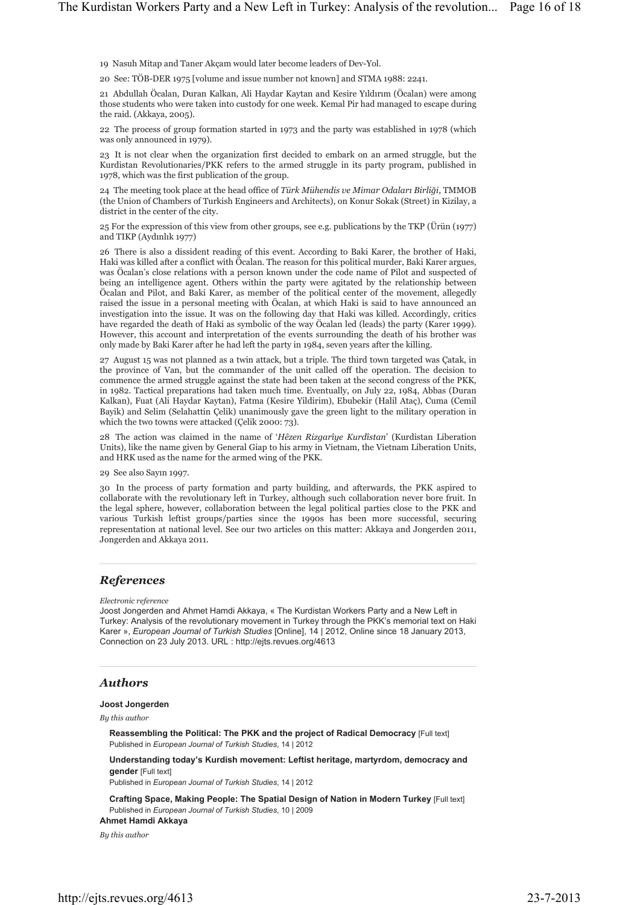19 Nasuh Mitap and Taner Akçam would later become leaders of Dev-Yol.

20 See: TÖB-DER 1975 [volume and issue number not known] and STMA 1988: 2241.

21 Abdullah Öcalan, Duran Kalkan, Ali Haydar Kaytan and Kesire Yıldırım (Öcalan) were among those students who were taken into custody for one week. Kemal Pir had managed to escape during the raid. (Akkaya, 2005).

22 The process of group formation started in 1973 and the party was established in 1978 (which was only announced in 1979).

23 It is not clear when the organization first decided to embark on an armed struggle, but the Kurdistan Revolutionaries/PKK refers to the armed struggle in its party program, published in 1978, which was the first publication of the group.

24 The meeting took place at the head office of *Türk Mühendis ve Mimar Odaları Birliği*, TMMOB (the Union of Chambers of Turkish Engineers and Architects), on Konur Sokak (Street) in Kizilay, a district in the center of the city.

25 For the expression of this view from other groups, see e.g. publications by the TKP (Ürün (1977) and TIKP (Aydınlık 1977)

26 There is also a dissident reading of this event. According to Baki Karer, the brother of Haki, Haki was killed after a conflict with Öcalan. The reason for this political murder, Baki Karer argues, was Öcalan's close relations with a person known under the code name of Pilot and suspected of being an intelligence agent. Others within the party were agitated by the relationship between Öcalan and Pilot, and Baki Karer, as member of the political center of the movement, allegedly raised the issue in a personal meeting with Öcalan, at which Haki is said to have announced an investigation into the issue. It was on the following day that Haki was killed. Accordingly, critics have regarded the death of Haki as symbolic of the way Öcalan led (leads) the party (Karer 1999). However, this account and interpretation of the events surrounding the death of his brother was only made by Baki Karer after he had left the party in 1984, seven years after the killing.

27 August 15 was not planned as a twin attack, but a triple. The third town targeted was Çatak, in the province of Van, but the commander of the unit called off the operation. The decision to commence the armed struggle against the state had been taken at the second congress of the PKK, in 1982. Tactical preparations had taken much time. Eventually, on July 22, 1984, Abbas (Duran Kalkan), Fuat (Ali Haydar Kaytan), Fatma (Kesire Yildirim), Ebubekir (Halil Ataç), Cuma (Cemil Bayik) and Selim (Selahattin Çelik) unanimously gave the green light to the military operation in which the two towns were attacked (Çelik 2000: 73).

28 The action was claimed in the name of '*Hêzen Rizgarîye Kurdîstan*' (Kurdistan Liberation Units), like the name given by General Giap to his army in Vietnam, the Vietnam Liberation Units, and HRK used as the name for the armed wing of the PKK.

29 See also Sayın 1997.

30 In the process of party formation and party building, and afterwards, the PKK aspired to collaborate with the revolutionary left in Turkey, although such collaboration never bore fruit. In the legal sphere, however, collaboration between the legal political parties close to the PKK and various Turkish leftist groups/parties since the 1990s has been more successful, securing representation at national level. See our two articles on this matter: Akkaya and Jongerden 2011, Jongerden and Akkaya 2011.

## References

*Electronic reference*

Joost Jongerden and Ahmet Hamdi Akkaya, « The Kurdistan Workers Party and a New Left in Turkey: Analysis of the revolutionary movement in Turkey through the PKK's memorial text on Haki Karer », *European Journal of Turkish Studies* [Online], 14 | 2012, Online since 18 January 2013, Connection on 23 July 2013. URL : http://ejts.revues.org/4613

## Authors

**Joost Jongerden**

*By this author*

**Reassembling the Political: The PKK and the project of Radical Democracy** [Full text]
Published in *European Journal of Turkish Studies*, 14 | 2012

**Understanding today's Kurdish movement: Leftist heritage, martyrdom, democracy and gender** [Full text]
Published in *European Journal of Turkish Studies*, 14 | 2012

**Crafting Space, Making People: The Spatial Design of Nation in Modern Turkey** [Full text]
Published in *European Journal of Turkish Studies*, 10 | 2009

**Ahmet Hamdi Akkaya**

*By this author*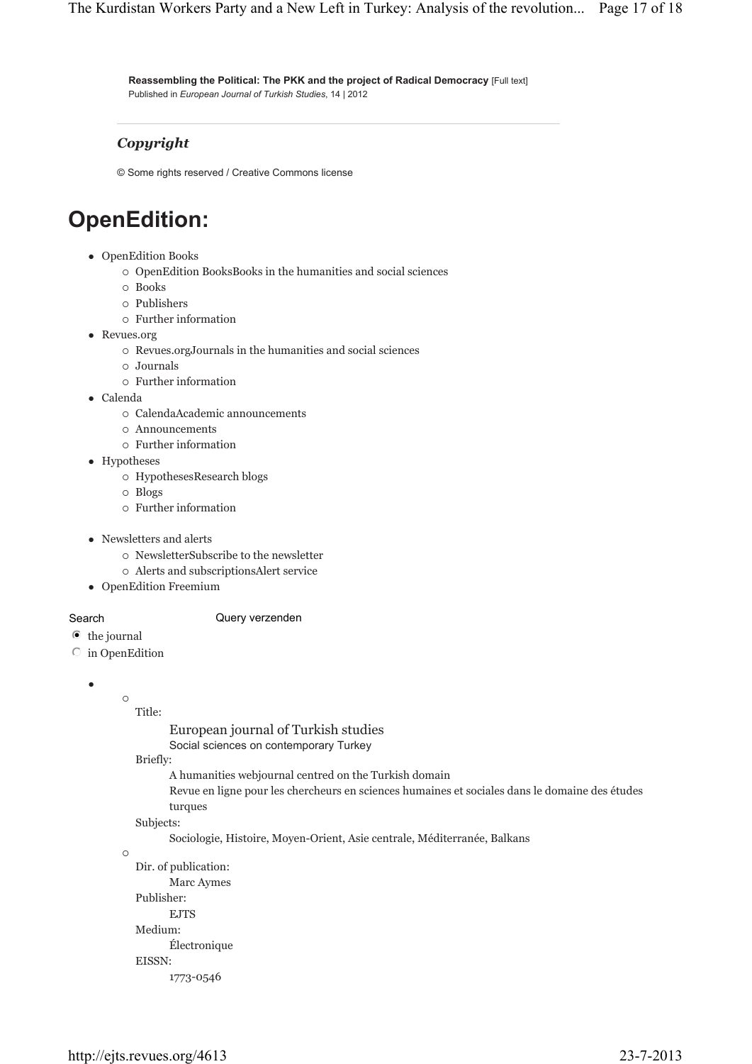**Reassembling the Political: The PKK and the project of Radical Democracy** [Full text]
Published in *European Journal of Turkish Studies*, 14 | 2012

---

### *Copyright*

© Some rights reserved / Creative Commons license

# OpenEdition:

- OpenEdition Books
  - OpenEdition BooksBooks in the humanities and social sciences
  - Books
  - Publishers
  - Further information
- Revues.org
  - Revues.orgJournals in the humanities and social sciences
  - Journals
  - Further information
- Calenda
  - CalendaAcademic announcements
  - Announcements
  - Further information
- Hypotheses
  - HypothesesResearch blogs
  - Blogs
  - Further information
- Newsletters and alerts
  - NewsletterSubscribe to the newsletter
  - Alerts and subscriptionsAlert service
- OpenEdition Freemium

Search Query verzenden

- the journal
- in OpenEdition

Title:
European journal of Turkish studies
Social sciences on contemporary Turkey

Briefly:
A humanities webjournal centred on the Turkish domain
Revue en ligne pour les chercheurs en sciences humaines et sociales dans le domaine des études turques

Subjects:
Sociologie, Histoire, Moyen-Orient, Asie centrale, Méditerranée, Balkans

Dir. of publication:
Marc Aymes

Publisher:
EJTS

Medium:
Électronique

EISSN:
1773-0546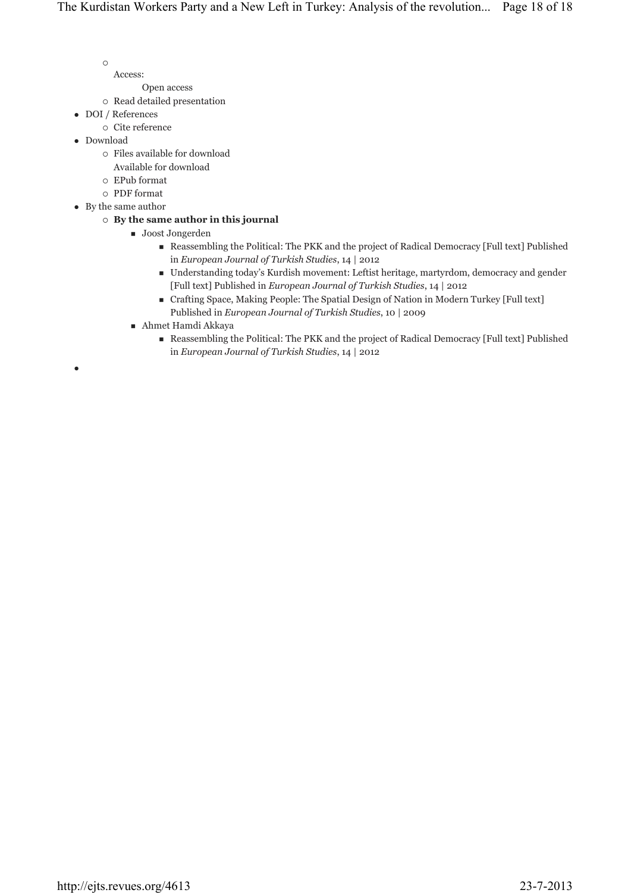- 
  Access:
  
  Open access
- Read detailed presentation

- DOI / References
  - Cite reference
- Download
  - Files available for download
    
    Available for download
  - EPub format
  - PDF format
- By the same author
  - **By the same author in this journal**
    - Joost Jongerden
      - Reassembling the Political: The PKK and the project of Radical Democracy [Full text] Published in *European Journal of Turkish Studies*, 14 | 2012
      - Understanding today's Kurdish movement: Leftist heritage, martyrdom, democracy and gender [Full text] Published in *European Journal of Turkish Studies*, 14 | 2012
      - Crafting Space, Making People: The Spatial Design of Nation in Modern Turkey [Full text] Published in *European Journal of Turkish Studies*, 10 | 2009
    - Ahmet Hamdi Akkaya
      - Reassembling the Political: The PKK and the project of Radical Democracy [Full text] Published in *European Journal of Turkish Studies*, 14 | 2012

http://ejts.revues.org/4613

23-7-2013